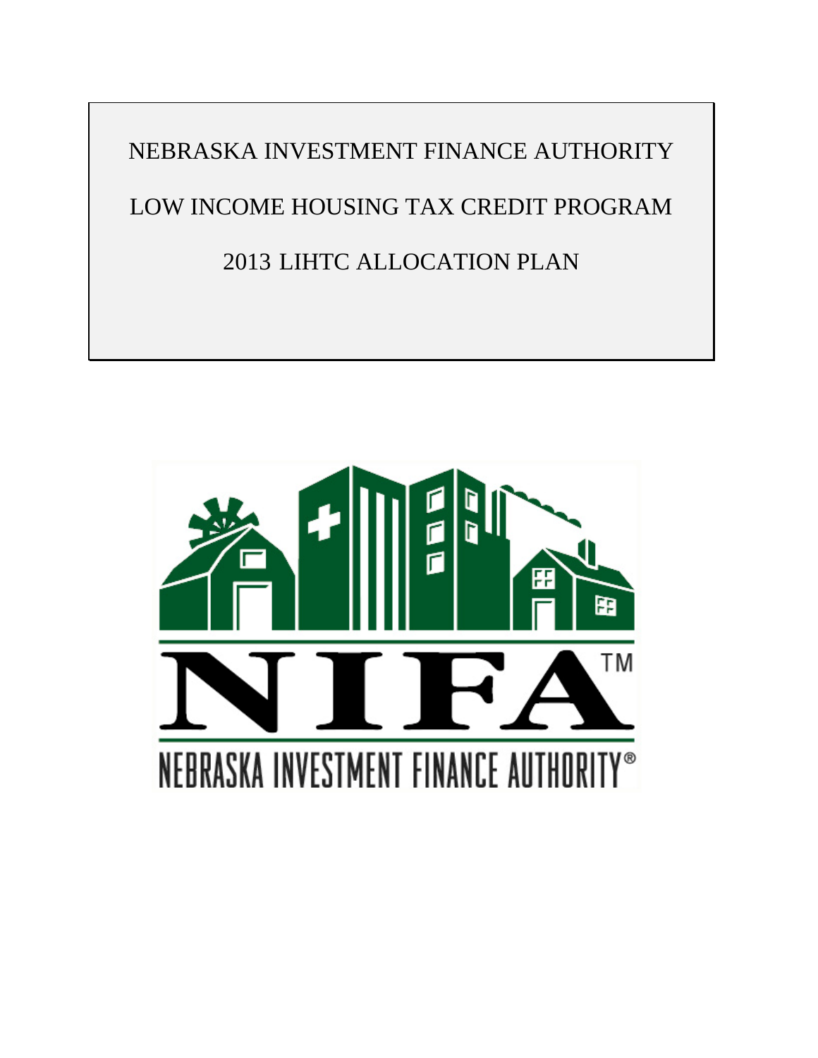# NEBRASKA INVESTMENT FINANCE AUTHORITY

# LOW INCOME HOUSING TAX CREDIT PROGRAM

# 2013 LIHTC ALLOCATION PLAN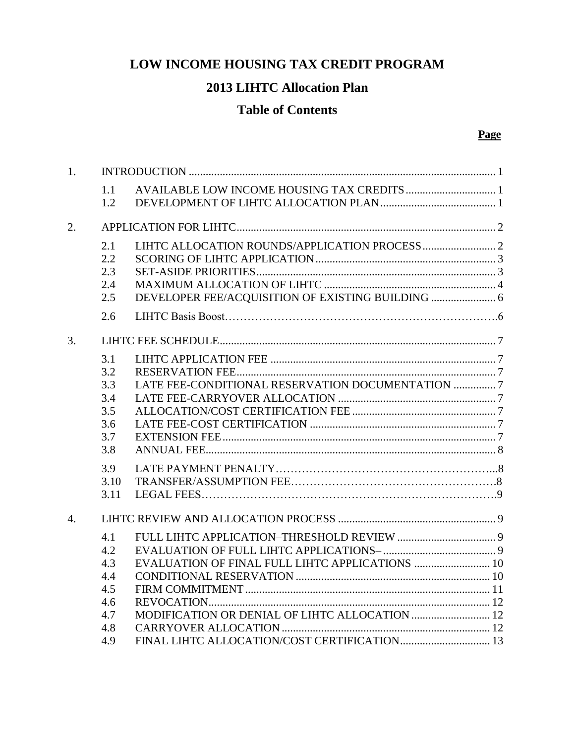# LOW INCOME HOUSING TAX CREDIT PROGRAM

## 2013 LIHTC Allocation Plan

## Table of Contents

| | | | **Page** |
|---|---|---|---|
| 1. | | INTRODUCTION | 1 |
| | 1.1 | AVAILABLE LOW INCOME HOUSING TAX CREDITS | 1 |
| | 1.2 | DEVELOPMENT OF LIHTC ALLOCATION PLAN | 1 |
| 2. | | APPLICATION FOR LIHTC | 2 |
| | 2.1 | LIHTC ALLOCATION ROUNDS/APPLICATION PROCESS | 2 |
| | 2.2 | SCORING OF LIHTC APPLICATION | 3 |
| | 2.3 | SET-ASIDE PRIORITIES | 3 |
| | 2.4 | MAXIMUM ALLOCATION OF LIHTC | 4 |
| | 2.5 | DEVELOPER FEE/ACQUISITION OF EXISTING BUILDING | 6 |
| | 2.6 | LIHTC Basis Boost | 6 |
| 3. | | LIHTC FEE SCHEDULE | 7 |
| | 3.1 | LIHTC APPLICATION FEE | 7 |
| | 3.2 | RESERVATION FEE | 7 |
| | 3.3 | LATE FEE-CONDITIONAL RESERVATION DOCUMENTATION | 7 |
| | 3.4 | LATE FEE-CARRYOVER ALLOCATION | 7 |
| | 3.5 | ALLOCATION/COST CERTIFICATION FEE | 7 |
| | 3.6 | LATE FEE-COST CERTIFICATION | 7 |
| | 3.7 | EXTENSION FEE | 7 |
| | 3.8 | ANNUAL FEE | 8 |
| | 3.9 | LATE PAYMENT PENALTY | 8 |
| | 3.10 | TRANSFER/ASSUMPTION FEE | 8 |
| | 3.11 | LEGAL FEES | 9 |
| 4. | | LIHTC REVIEW AND ALLOCATION PROCESS | 9 |
| | 4.1 | FULL LIHTC APPLICATION–THRESHOLD REVIEW | 9 |
| | 4.2 | EVALUATION OF FULL LIHTC APPLICATIONS– | 9 |
| | 4.3 | EVALUATION OF FINAL FULL LIHTC APPLICATIONS | 10 |
| | 4.4 | CONDITIONAL RESERVATION | 10 |
| | 4.5 | FIRM COMMITMENT | 11 |
| | 4.6 | REVOCATION | 12 |
| | 4.7 | MODIFICATION OR DENIAL OF LIHTC ALLOCATION | 12 |
| | 4.8 | CARRYOVER ALLOCATION | 12 |
| | 4.9 | FINAL LIHTC ALLOCATION/COST CERTIFICATION | 13 |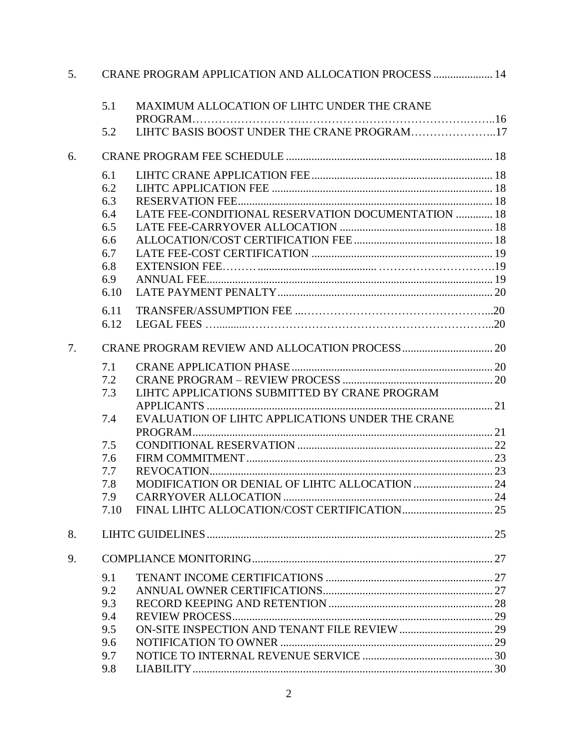5. CRANE PROGRAM APPLICATION AND ALLOCATION PROCESS ..................... 14

   - 5.1 MAXIMUM ALLOCATION OF LIHTC UNDER THE CRANE PROGRAM……………………………………………………………….…..16
   - 5.2 LIHTC BASIS BOOST UNDER THE CRANE PROGRAM…………………..17

6. CRANE PROGRAM FEE SCHEDULE ........................................................................ 18

   - 6.1 LIHTC CRANE APPLICATION FEE ............................................................... 18
   - 6.2 LIHTC APPLICATION FEE ............................................................................ 18
   - 6.3 RESERVATION FEE........................................................................................ 18
   - 6.4 LATE FEE-CONDITIONAL RESERVATION DOCUMENTATION ............. 18
   - 6.5 LATE FEE-CARRYOVER ALLOCATION ...................................................... 18
   - 6.6 ALLOCATION/COST CERTIFICATION FEE ................................................. 18
   - 6.7 LATE FEE-COST CERTIFICATION ................................................................ 19
   - 6.8 EXTENSION FEE……….......................................... …………………………19
   - 6.9 ANNUAL FEE................................................................................................... 19
   - 6.10 LATE PAYMENT PENALTY........................................................................... 20
   - 6.11 TRANSFER/ASSUMPTION FEE ...…………………………………………...20
   - 6.12 LEGAL FEES …..........…………………………………………………………...20

7. CRANE PROGRAM REVIEW AND ALLOCATION PROCESS ................................ 20

   - 7.1 CRANE APPLICATION PHASE ....................................................................... 20
   - 7.2 CRANE PROGRAM – REVIEW PROCESS ..................................................... 20
   - 7.3 LIHTC APPLICATIONS SUBMITTED BY CRANE PROGRAM APPLICANTS ..................................................................................................... 21
   - 7.4 EVALUATION OF LIHTC APPLICATIONS UNDER THE CRANE PROGRAM......................................................................................................... 21
   - 7.5 CONDITIONAL RESERVATION ..................................................................... 22
   - 7.6 FIRM COMMITMENT ....................................................................................... 23
   - 7.7 REVOCATION.................................................................................................... 23
   - 7.8 MODIFICATION OR DENIAL OF LIHTC ALLOCATION ............................ 24
   - 7.9 CARRYOVER ALLOCATION .......................................................................... 24
   - 7.10 FINAL LIHTC ALLOCATION/COST CERTIFICATION................................ 25

8. LIHTC GUIDELINES ..................................................................................................... 25

9. COMPLIANCE MONITORING ..................................................................................... 27

   - 9.1 TENANT INCOME CERTIFICATIONS ........................................................... 27
   - 9.2 ANNUAL OWNER CERTIFICATIONS............................................................ 27
   - 9.3 RECORD KEEPING AND RETENTION .......................................................... 28
   - 9.4 REVIEW PROCESS............................................................................................ 29
   - 9.5 ON-SITE INSPECTION AND TENANT FILE REVIEW ................................. 29
   - 9.6 NOTIFICATION TO OWNER ........................................................................... 29
   - 9.7 NOTICE TO INTERNAL REVENUE SERVICE .............................................. 30
   - 9.8 LIABILITY.......................................................................................................... 30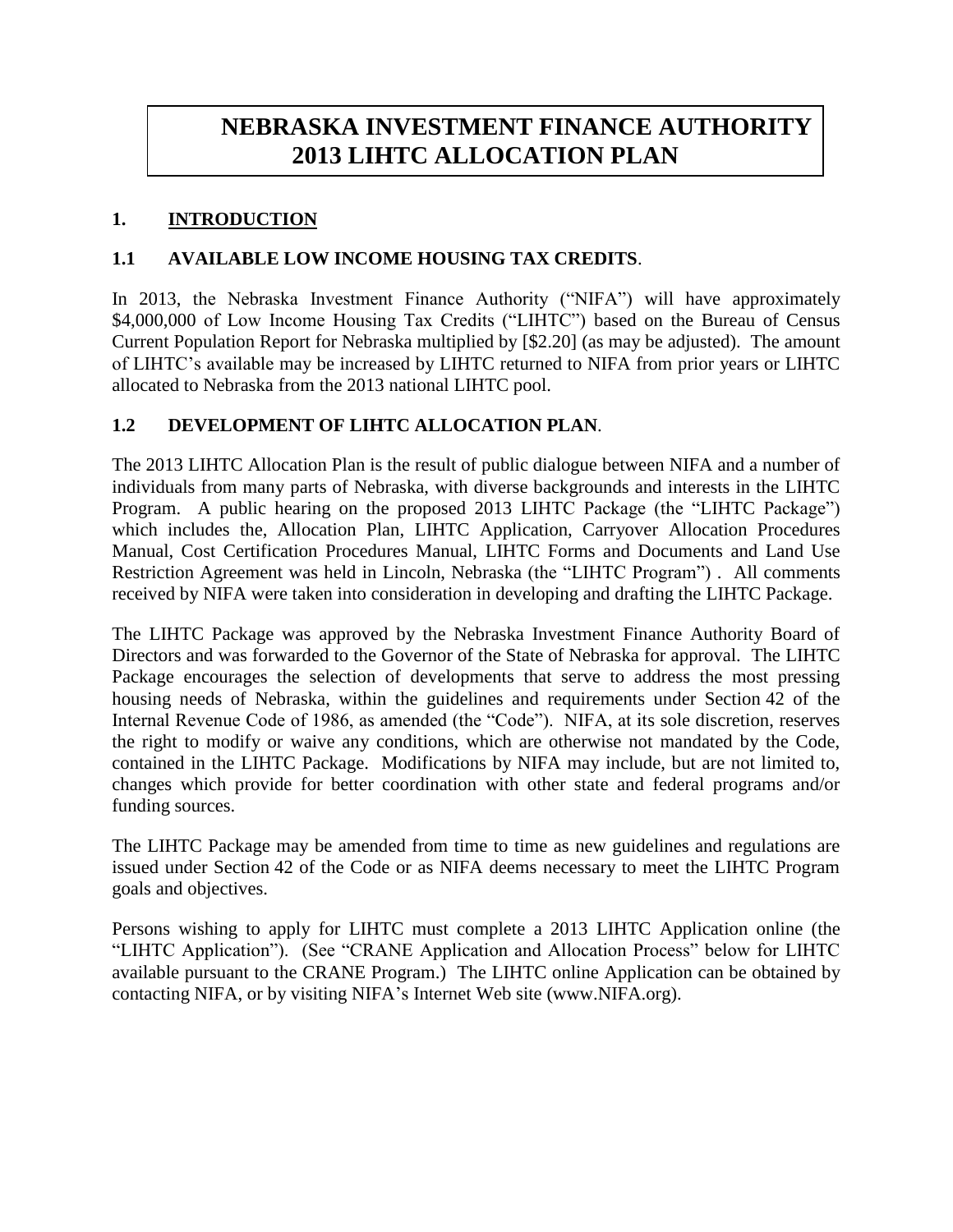# NEBRASKA INVESTMENT FINANCE AUTHORITY 2013 LIHTC ALLOCATION PLAN

## 1. INTRODUCTION

### 1.1 AVAILABLE LOW INCOME HOUSING TAX CREDITS.

In 2013, the Nebraska Investment Finance Authority ("NIFA") will have approximately $4,000,000 of Low Income Housing Tax Credits ("LIHTC") based on the Bureau of Census Current Population Report for Nebraska multiplied by [$2.20] (as may be adjusted). The amount of LIHTC's available may be increased by LIHTC returned to NIFA from prior years or LIHTC allocated to Nebraska from the 2013 national LIHTC pool.

### 1.2 DEVELOPMENT OF LIHTC ALLOCATION PLAN.

The 2013 LIHTC Allocation Plan is the result of public dialogue between NIFA and a number of individuals from many parts of Nebraska, with diverse backgrounds and interests in the LIHTC Program. A public hearing on the proposed 2013 LIHTC Package (the "LIHTC Package") which includes the, Allocation Plan, LIHTC Application, Carryover Allocation Procedures Manual, Cost Certification Procedures Manual, LIHTC Forms and Documents and Land Use Restriction Agreement was held in Lincoln, Nebraska (the "LIHTC Program") . All comments received by NIFA were taken into consideration in developing and drafting the LIHTC Package.

The LIHTC Package was approved by the Nebraska Investment Finance Authority Board of Directors and was forwarded to the Governor of the State of Nebraska for approval. The LIHTC Package encourages the selection of developments that serve to address the most pressing housing needs of Nebraska, within the guidelines and requirements under Section 42 of the Internal Revenue Code of 1986, as amended (the "Code"). NIFA, at its sole discretion, reserves the right to modify or waive any conditions, which are otherwise not mandated by the Code, contained in the LIHTC Package. Modifications by NIFA may include, but are not limited to, changes which provide for better coordination with other state and federal programs and/or funding sources.

The LIHTC Package may be amended from time to time as new guidelines and regulations are issued under Section 42 of the Code or as NIFA deems necessary to meet the LIHTC Program goals and objectives.

Persons wishing to apply for LIHTC must complete a 2013 LIHTC Application online (the "LIHTC Application"). (See "CRANE Application and Allocation Process" below for LIHTC available pursuant to the CRANE Program.) The LIHTC online Application can be obtained by contacting NIFA, or by visiting NIFA's Internet Web site (www.NIFA.org).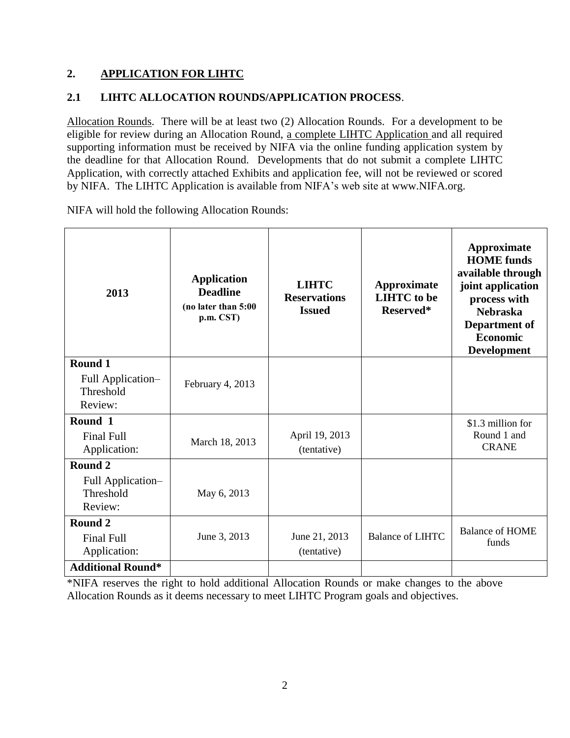## 2. APPLICATION FOR LIHTC

### 2.1 LIHTC ALLOCATION ROUNDS/APPLICATION PROCESS.

Allocation Rounds. There will be at least two (2) Allocation Rounds. For a development to be eligible for review during an Allocation Round, a complete LIHTC Application and all required supporting information must be received by NIFA via the online funding application system by the deadline for that Allocation Round. Developments that do not submit a complete LIHTC Application, with correctly attached Exhibits and application fee, will not be reviewed or scored by NIFA. The LIHTC Application is available from NIFA's web site at www.NIFA.org.

NIFA will hold the following Allocation Rounds:

| 2013 | Application Deadline (no later than 5:00 p.m. CST) | LIHTC Reservations Issued | Approximate LIHTC to be Reserved* | Approximate HOME funds available through joint application process with Nebraska Department of Economic Development |
|---|---|---|---|---|
| **Round 1** Full Application–Threshold Review: | February 4, 2013 | | | |
| **Round 1** Final Full Application: | March 18, 2013 | April 19, 2013 (tentative) | | $1.3 million for Round 1 and CRANE |
| **Round 2** Full Application–Threshold Review: | May 6, 2013 | | | |
| **Round 2** Final Full Application: | June 3, 2013 | June 21, 2013 (tentative) | Balance of LIHTC | Balance of HOME funds |
| **Additional Round*** | | | | |

*NIFA reserves the right to hold additional Allocation Rounds or make changes to the above Allocation Rounds as it deems necessary to meet LIHTC Program goals and objectives.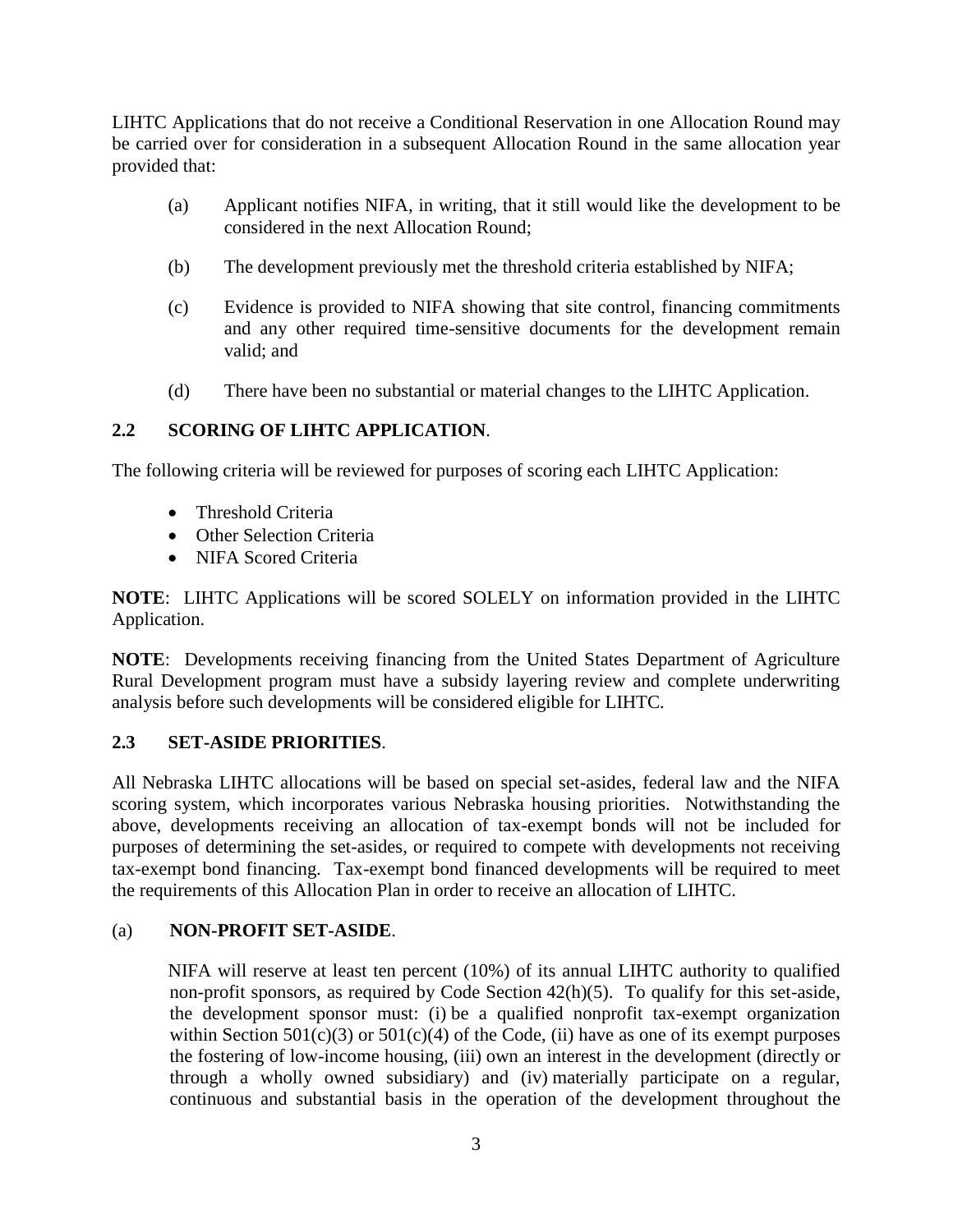LIHTC Applications that do not receive a Conditional Reservation in one Allocation Round may be carried over for consideration in a subsequent Allocation Round in the same allocation year provided that:

(a) Applicant notifies NIFA, in writing, that it still would like the development to be considered in the next Allocation Round;

(b) The development previously met the threshold criteria established by NIFA;

(c) Evidence is provided to NIFA showing that site control, financing commitments and any other required time-sensitive documents for the development remain valid; and

(d) There have been no substantial or material changes to the LIHTC Application.

## 2.2 SCORING OF LIHTC APPLICATION.

The following criteria will be reviewed for purposes of scoring each LIHTC Application:

- Threshold Criteria
- Other Selection Criteria
- NIFA Scored Criteria

**NOTE**: LIHTC Applications will be scored SOLELY on information provided in the LIHTC Application.

**NOTE**: Developments receiving financing from the United States Department of Agriculture Rural Development program must have a subsidy layering review and complete underwriting analysis before such developments will be considered eligible for LIHTC.

## 2.3 SET-ASIDE PRIORITIES.

All Nebraska LIHTC allocations will be based on special set-asides, federal law and the NIFA scoring system, which incorporates various Nebraska housing priorities. Notwithstanding the above, developments receiving an allocation of tax-exempt bonds will not be included for purposes of determining the set-asides, or required to compete with developments not receiving tax-exempt bond financing. Tax-exempt bond financed developments will be required to meet the requirements of this Allocation Plan in order to receive an allocation of LIHTC.

### (a) NON-PROFIT SET-ASIDE.

NIFA will reserve at least ten percent (10%) of its annual LIHTC authority to qualified non-profit sponsors, as required by Code Section 42(h)(5). To qualify for this set-aside, the development sponsor must: (i) be a qualified nonprofit tax-exempt organization within Section 501(c)(3) or 501(c)(4) of the Code, (ii) have as one of its exempt purposes the fostering of low-income housing, (iii) own an interest in the development (directly or through a wholly owned subsidiary) and (iv) materially participate on a regular, continuous and substantial basis in the operation of the development throughout the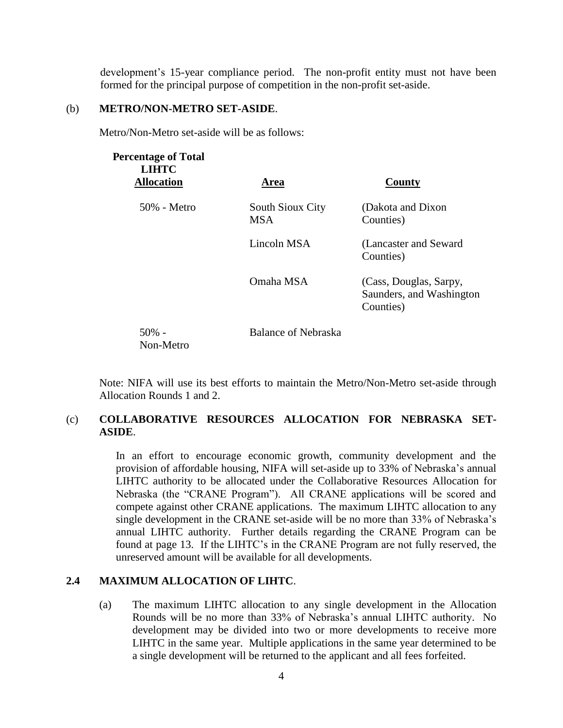development's 15-year compliance period. The non-profit entity must not have been formed for the principal purpose of competition in the non-profit set-aside.

(b) **METRO/NON-METRO SET-ASIDE**.

Metro/Non-Metro set-aside will be as follows:

| Percentage of Total LIHTC Allocation | Area | County |
|---|---|---|
| 50% - Metro | South Sioux City MSA | (Dakota and Dixon Counties) |
| | Lincoln MSA | (Lancaster and Seward Counties) |
| | Omaha MSA | (Cass, Douglas, Sarpy, Saunders, and Washington Counties) |
| 50% - Non-Metro | Balance of Nebraska | |

Note: NIFA will use its best efforts to maintain the Metro/Non-Metro set-aside through Allocation Rounds 1 and 2.

(c) **COLLABORATIVE RESOURCES ALLOCATION FOR NEBRASKA SET-ASIDE**.

In an effort to encourage economic growth, community development and the provision of affordable housing, NIFA will set-aside up to 33% of Nebraska's annual LIHTC authority to be allocated under the Collaborative Resources Allocation for Nebraska (the "CRANE Program"). All CRANE applications will be scored and compete against other CRANE applications. The maximum LIHTC allocation to any single development in the CRANE set-aside will be no more than 33% of Nebraska's annual LIHTC authority. Further details regarding the CRANE Program can be found at page 13. If the LIHTC's in the CRANE Program are not fully reserved, the unreserved amount will be available for all developments.

### 2.4 MAXIMUM ALLOCATION OF LIHTC.

(a) The maximum LIHTC allocation to any single development in the Allocation Rounds will be no more than 33% of Nebraska's annual LIHTC authority. No development may be divided into two or more developments to receive more LIHTC in the same year. Multiple applications in the same year determined to be a single development will be returned to the applicant and all fees forfeited.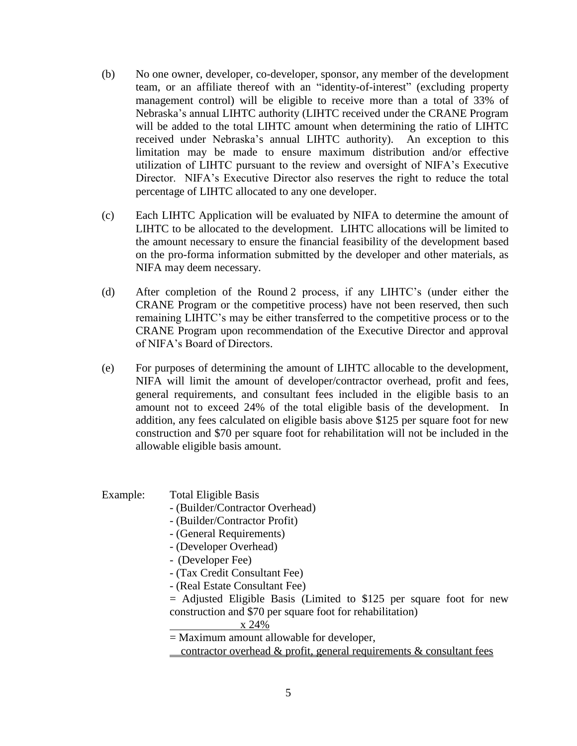(b) No one owner, developer, co-developer, sponsor, any member of the development team, or an affiliate thereof with an "identity-of-interest" (excluding property management control) will be eligible to receive more than a total of 33% of Nebraska's annual LIHTC authority (LIHTC received under the CRANE Program will be added to the total LIHTC amount when determining the ratio of LIHTC received under Nebraska's annual LIHTC authority). An exception to this limitation may be made to ensure maximum distribution and/or effective utilization of LIHTC pursuant to the review and oversight of NIFA's Executive Director. NIFA's Executive Director also reserves the right to reduce the total percentage of LIHTC allocated to any one developer.

(c) Each LIHTC Application will be evaluated by NIFA to determine the amount of LIHTC to be allocated to the development. LIHTC allocations will be limited to the amount necessary to ensure the financial feasibility of the development based on the pro-forma information submitted by the developer and other materials, as NIFA may deem necessary.

(d) After completion of the Round 2 process, if any LIHTC's (under either the CRANE Program or the competitive process) have not been reserved, then such remaining LIHTC's may be either transferred to the competitive process or to the CRANE Program upon recommendation of the Executive Director and approval of NIFA's Board of Directors.

(e) For purposes of determining the amount of LIHTC allocable to the development, NIFA will limit the amount of developer/contractor overhead, profit and fees, general requirements, and consultant fees included in the eligible basis to an amount not to exceed 24% of the total eligible basis of the development. In addition, any fees calculated on eligible basis above $125 per square foot for new construction and $70 per square foot for rehabilitation will not be included in the allowable eligible basis amount.

Example: Total Eligible Basis
- (Builder/Contractor Overhead)
- (Builder/Contractor Profit)
- (General Requirements)
- (Developer Overhead)
- (Developer Fee)
- (Tax Credit Consultant Fee)
- (Real Estate Consultant Fee)

= Adjusted Eligible Basis (Limited to $125 per square foot for new construction and $70 per square foot for rehabilitation)

x 24%

= Maximum amount allowable for developer, contractor overhead & profit, general requirements & consultant fees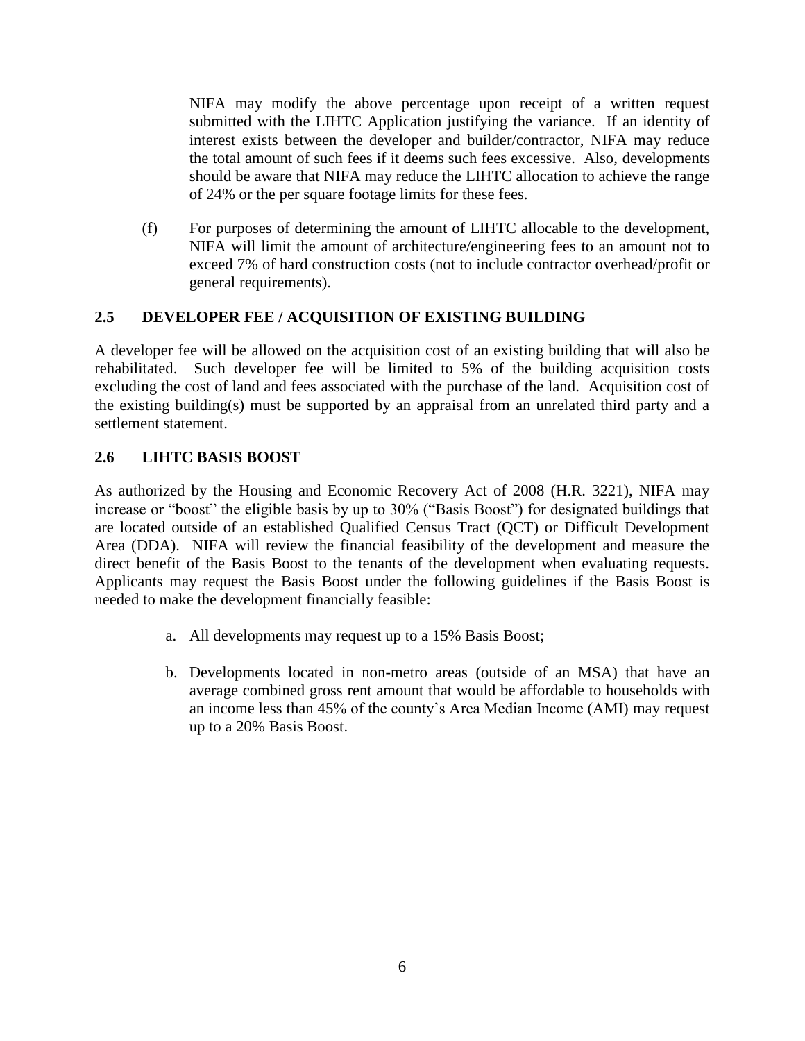NIFA may modify the above percentage upon receipt of a written request submitted with the LIHTC Application justifying the variance. If an identity of interest exists between the developer and builder/contractor, NIFA may reduce the total amount of such fees if it deems such fees excessive. Also, developments should be aware that NIFA may reduce the LIHTC allocation to achieve the range of 24% or the per square footage limits for these fees.

(f) For purposes of determining the amount of LIHTC allocable to the development, NIFA will limit the amount of architecture/engineering fees to an amount not to exceed 7% of hard construction costs (not to include contractor overhead/profit or general requirements).

## 2.5 DEVELOPER FEE / ACQUISITION OF EXISTING BUILDING

A developer fee will be allowed on the acquisition cost of an existing building that will also be rehabilitated. Such developer fee will be limited to 5% of the building acquisition costs excluding the cost of land and fees associated with the purchase of the land. Acquisition cost of the existing building(s) must be supported by an appraisal from an unrelated third party and a settlement statement.

## 2.6 LIHTC BASIS BOOST

As authorized by the Housing and Economic Recovery Act of 2008 (H.R. 3221), NIFA may increase or "boost" the eligible basis by up to 30% ("Basis Boost") for designated buildings that are located outside of an established Qualified Census Tract (QCT) or Difficult Development Area (DDA). NIFA will review the financial feasibility of the development and measure the direct benefit of the Basis Boost to the tenants of the development when evaluating requests. Applicants may request the Basis Boost under the following guidelines if the Basis Boost is needed to make the development financially feasible:

a. All developments may request up to a 15% Basis Boost;

b. Developments located in non-metro areas (outside of an MSA) that have an average combined gross rent amount that would be affordable to households with an income less than 45% of the county's Area Median Income (AMI) may request up to a 20% Basis Boost.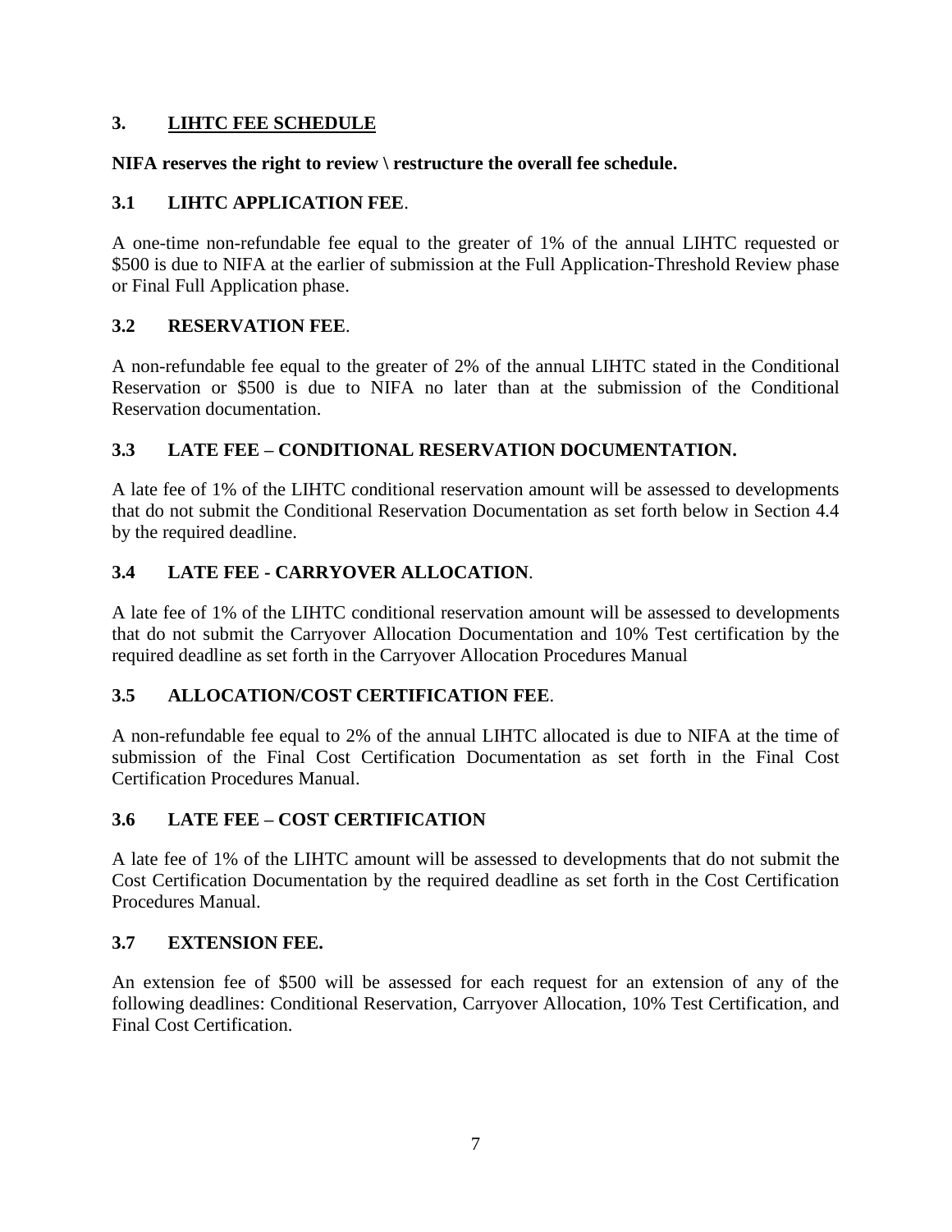## 3. LIHTC FEE SCHEDULE

**NIFA reserves the right to review \ restructure the overall fee schedule.**

### 3.1 LIHTC APPLICATION FEE.

A one-time non-refundable fee equal to the greater of 1% of the annual LIHTC requested or $500 is due to NIFA at the earlier of submission at the Full Application-Threshold Review phase or Final Full Application phase.

### 3.2 RESERVATION FEE.

A non-refundable fee equal to the greater of 2% of the annual LIHTC stated in the Conditional Reservation or $500 is due to NIFA no later than at the submission of the Conditional Reservation documentation.

### 3.3 LATE FEE – CONDITIONAL RESERVATION DOCUMENTATION.

A late fee of 1% of the LIHTC conditional reservation amount will be assessed to developments that do not submit the Conditional Reservation Documentation as set forth below in Section 4.4 by the required deadline.

### 3.4 LATE FEE - CARRYOVER ALLOCATION.

A late fee of 1% of the LIHTC conditional reservation amount will be assessed to developments that do not submit the Carryover Allocation Documentation and 10% Test certification by the required deadline as set forth in the Carryover Allocation Procedures Manual

### 3.5 ALLOCATION/COST CERTIFICATION FEE.

A non-refundable fee equal to 2% of the annual LIHTC allocated is due to NIFA at the time of submission of the Final Cost Certification Documentation as set forth in the Final Cost Certification Procedures Manual.

### 3.6 LATE FEE – COST CERTIFICATION

A late fee of 1% of the LIHTC amount will be assessed to developments that do not submit the Cost Certification Documentation by the required deadline as set forth in the Cost Certification Procedures Manual.

### 3.7 EXTENSION FEE.

An extension fee of $500 will be assessed for each request for an extension of any of the following deadlines: Conditional Reservation, Carryover Allocation, 10% Test Certification, and Final Cost Certification.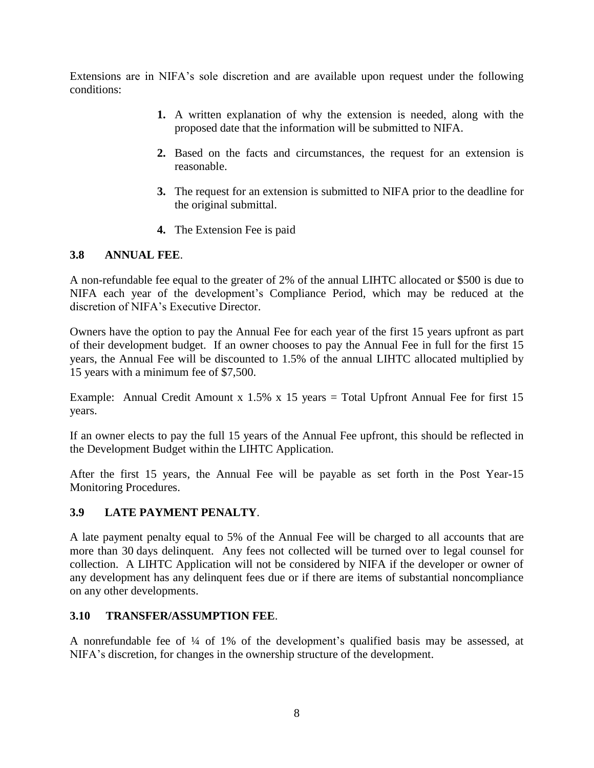Extensions are in NIFA's sole discretion and are available upon request under the following conditions:

1. A written explanation of why the extension is needed, along with the proposed date that the information will be submitted to NIFA.
2. Based on the facts and circumstances, the request for an extension is reasonable.
3. The request for an extension is submitted to NIFA prior to the deadline for the original submittal.
4. The Extension Fee is paid

### 3.8 ANNUAL FEE.

A non-refundable fee equal to the greater of 2% of the annual LIHTC allocated or $500 is due to NIFA each year of the development's Compliance Period, which may be reduced at the discretion of NIFA's Executive Director.

Owners have the option to pay the Annual Fee for each year of the first 15 years upfront as part of their development budget. If an owner chooses to pay the Annual Fee in full for the first 15 years, the Annual Fee will be discounted to 1.5% of the annual LIHTC allocated multiplied by 15 years with a minimum fee of $7,500.

Example: Annual Credit Amount x 1.5% x 15 years = Total Upfront Annual Fee for first 15 years.

If an owner elects to pay the full 15 years of the Annual Fee upfront, this should be reflected in the Development Budget within the LIHTC Application.

After the first 15 years, the Annual Fee will be payable as set forth in the Post Year-15 Monitoring Procedures.

### 3.9 LATE PAYMENT PENALTY.

A late payment penalty equal to 5% of the Annual Fee will be charged to all accounts that are more than 30 days delinquent. Any fees not collected will be turned over to legal counsel for collection. A LIHTC Application will not be considered by NIFA if the developer or owner of any development has any delinquent fees due or if there are items of substantial noncompliance on any other developments.

### 3.10 TRANSFER/ASSUMPTION FEE.

A nonrefundable fee of ¼ of 1% of the development's qualified basis may be assessed, at NIFA's discretion, for changes in the ownership structure of the development.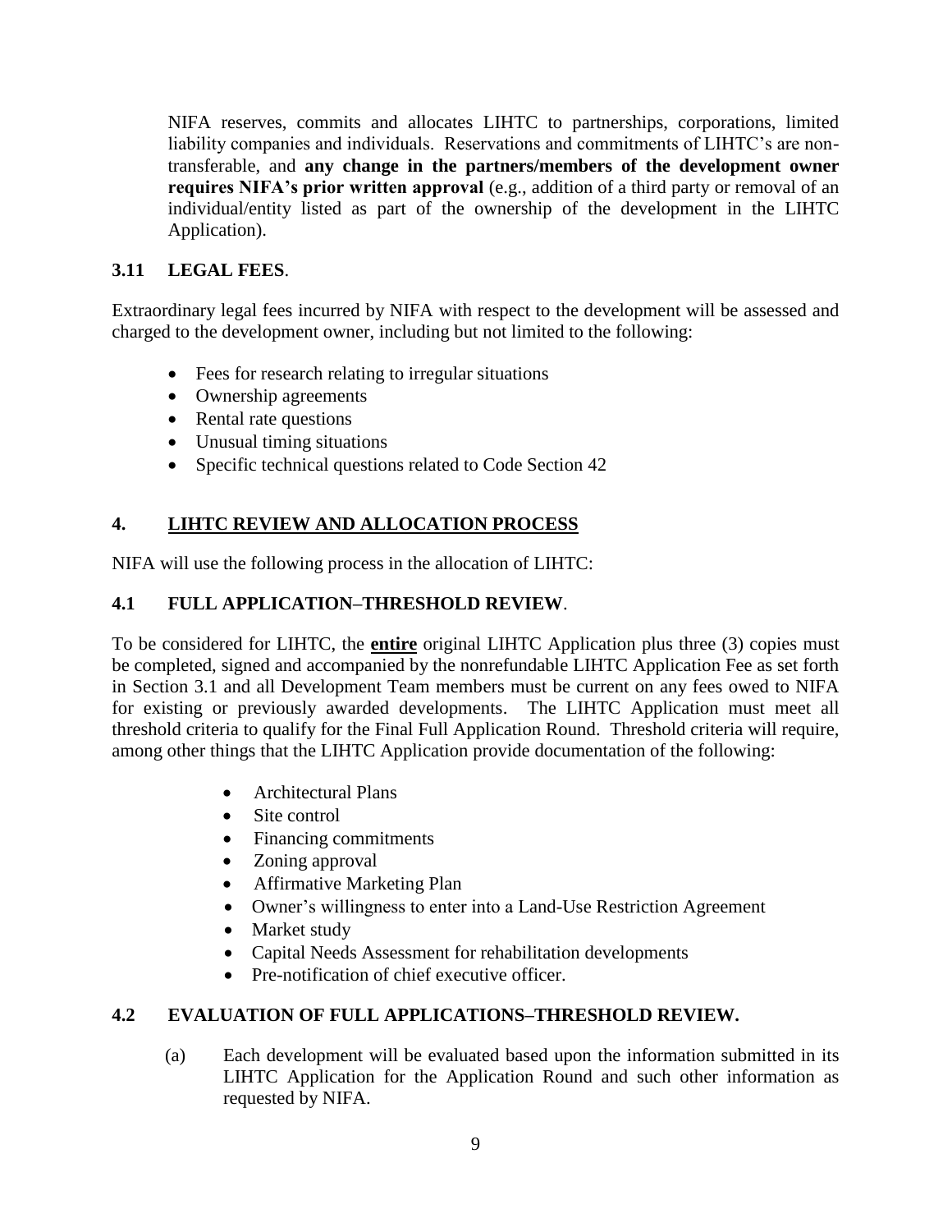NIFA reserves, commits and allocates LIHTC to partnerships, corporations, limited liability companies and individuals. Reservations and commitments of LIHTC's are non-transferable, and **any change in the partners/members of the development owner requires NIFA's prior written approval** (e.g., addition of a third party or removal of an individual/entity listed as part of the ownership of the development in the LIHTC Application).

### 3.11 LEGAL FEES.

Extraordinary legal fees incurred by NIFA with respect to the development will be assessed and charged to the development owner, including but not limited to the following:

- Fees for research relating to irregular situations
- Ownership agreements
- Rental rate questions
- Unusual timing situations
- Specific technical questions related to Code Section 42

## 4. LIHTC REVIEW AND ALLOCATION PROCESS

NIFA will use the following process in the allocation of LIHTC:

### 4.1 FULL APPLICATION–THRESHOLD REVIEW.

To be considered for LIHTC, the **entire** original LIHTC Application plus three (3) copies must be completed, signed and accompanied by the nonrefundable LIHTC Application Fee as set forth in Section 3.1 and all Development Team members must be current on any fees owed to NIFA for existing or previously awarded developments. The LIHTC Application must meet all threshold criteria to qualify for the Final Full Application Round. Threshold criteria will require, among other things that the LIHTC Application provide documentation of the following:

- Architectural Plans
- Site control
- Financing commitments
- Zoning approval
- Affirmative Marketing Plan
- Owner's willingness to enter into a Land-Use Restriction Agreement
- Market study
- Capital Needs Assessment for rehabilitation developments
- Pre-notification of chief executive officer.

### 4.2 EVALUATION OF FULL APPLICATIONS–THRESHOLD REVIEW.

(a) Each development will be evaluated based upon the information submitted in its LIHTC Application for the Application Round and such other information as requested by NIFA.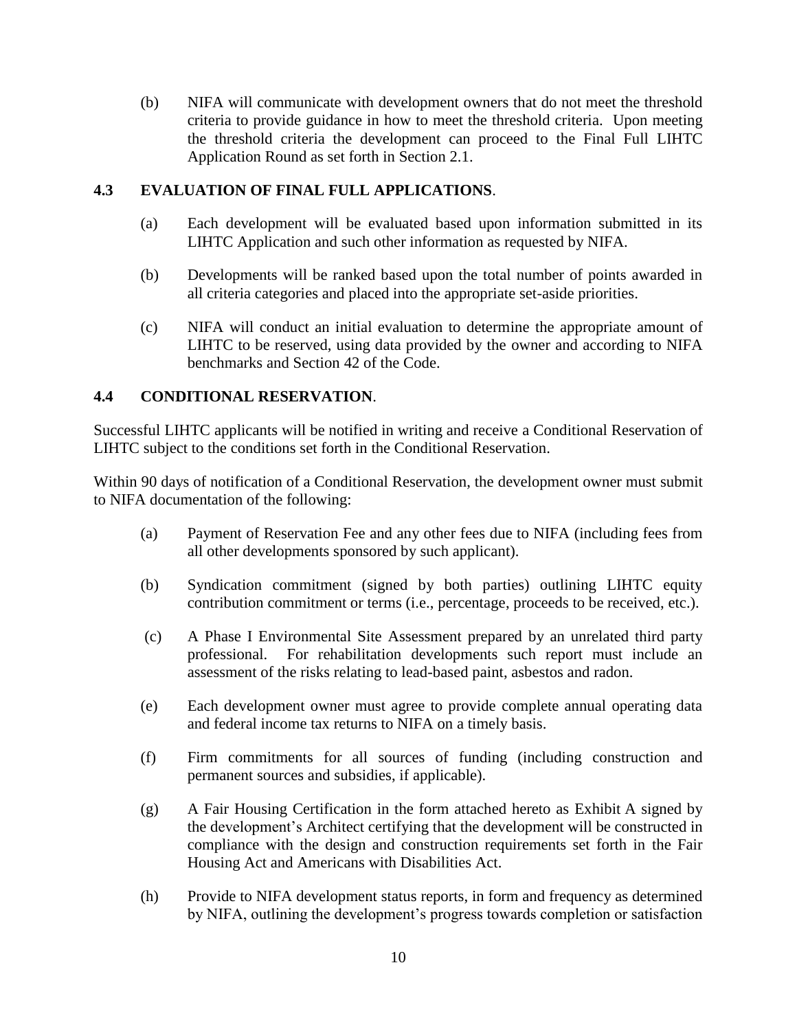(b) NIFA will communicate with development owners that do not meet the threshold criteria to provide guidance in how to meet the threshold criteria. Upon meeting the threshold criteria the development can proceed to the Final Full LIHTC Application Round as set forth in Section 2.1.

### 4.3 EVALUATION OF FINAL FULL APPLICATIONS.

(a) Each development will be evaluated based upon information submitted in its LIHTC Application and such other information as requested by NIFA.

(b) Developments will be ranked based upon the total number of points awarded in all criteria categories and placed into the appropriate set-aside priorities.

(c) NIFA will conduct an initial evaluation to determine the appropriate amount of LIHTC to be reserved, using data provided by the owner and according to NIFA benchmarks and Section 42 of the Code.

### 4.4 CONDITIONAL RESERVATION.

Successful LIHTC applicants will be notified in writing and receive a Conditional Reservation of LIHTC subject to the conditions set forth in the Conditional Reservation.

Within 90 days of notification of a Conditional Reservation, the development owner must submit to NIFA documentation of the following:

(a) Payment of Reservation Fee and any other fees due to NIFA (including fees from all other developments sponsored by such applicant).

(b) Syndication commitment (signed by both parties) outlining LIHTC equity contribution commitment or terms (i.e., percentage, proceeds to be received, etc.).

(c) A Phase I Environmental Site Assessment prepared by an unrelated third party professional. For rehabilitation developments such report must include an assessment of the risks relating to lead-based paint, asbestos and radon.

(e) Each development owner must agree to provide complete annual operating data and federal income tax returns to NIFA on a timely basis.

(f) Firm commitments for all sources of funding (including construction and permanent sources and subsidies, if applicable).

(g) A Fair Housing Certification in the form attached hereto as Exhibit A signed by the development's Architect certifying that the development will be constructed in compliance with the design and construction requirements set forth in the Fair Housing Act and Americans with Disabilities Act.

(h) Provide to NIFA development status reports, in form and frequency as determined by NIFA, outlining the development's progress towards completion or satisfaction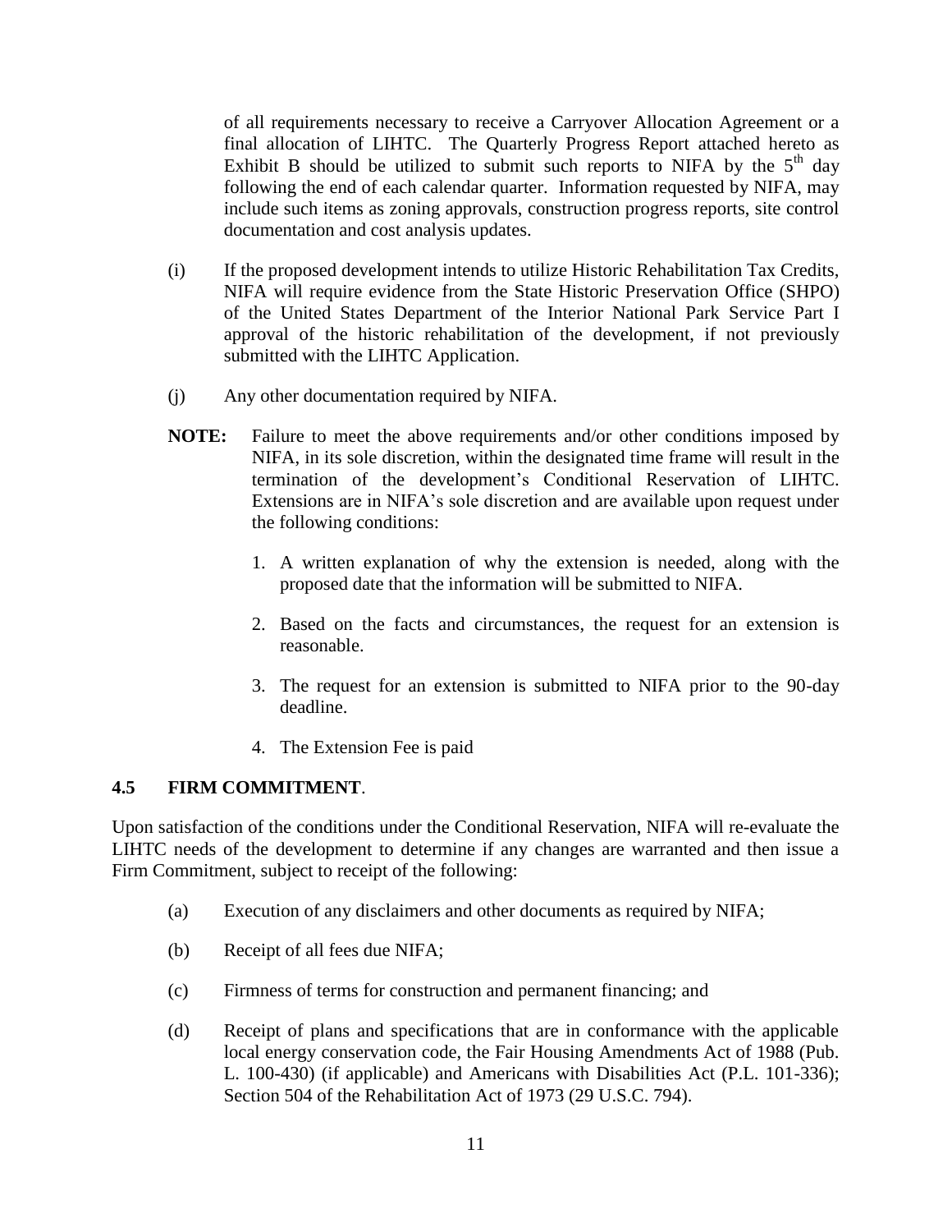of all requirements necessary to receive a Carryover Allocation Agreement or a final allocation of LIHTC. The Quarterly Progress Report attached hereto as Exhibit B should be utilized to submit such reports to NIFA by the 5th day following the end of each calendar quarter. Information requested by NIFA, may include such items as zoning approvals, construction progress reports, site control documentation and cost analysis updates.

(i) If the proposed development intends to utilize Historic Rehabilitation Tax Credits, NIFA will require evidence from the State Historic Preservation Office (SHPO) of the United States Department of the Interior National Park Service Part I approval of the historic rehabilitation of the development, if not previously submitted with the LIHTC Application.

(j) Any other documentation required by NIFA.

**NOTE:** Failure to meet the above requirements and/or other conditions imposed by NIFA, in its sole discretion, within the designated time frame will result in the termination of the development's Conditional Reservation of LIHTC. Extensions are in NIFA's sole discretion and are available upon request under the following conditions:

1. A written explanation of why the extension is needed, along with the proposed date that the information will be submitted to NIFA.
2. Based on the facts and circumstances, the request for an extension is reasonable.
3. The request for an extension is submitted to NIFA prior to the 90-day deadline.
4. The Extension Fee is paid

### 4.5 FIRM COMMITMENT.

Upon satisfaction of the conditions under the Conditional Reservation, NIFA will re-evaluate the LIHTC needs of the development to determine if any changes are warranted and then issue a Firm Commitment, subject to receipt of the following:

(a) Execution of any disclaimers and other documents as required by NIFA;

(b) Receipt of all fees due NIFA;

(c) Firmness of terms for construction and permanent financing; and

(d) Receipt of plans and specifications that are in conformance with the applicable local energy conservation code, the Fair Housing Amendments Act of 1988 (Pub. L. 100-430) (if applicable) and Americans with Disabilities Act (P.L. 101-336); Section 504 of the Rehabilitation Act of 1973 (29 U.S.C. 794).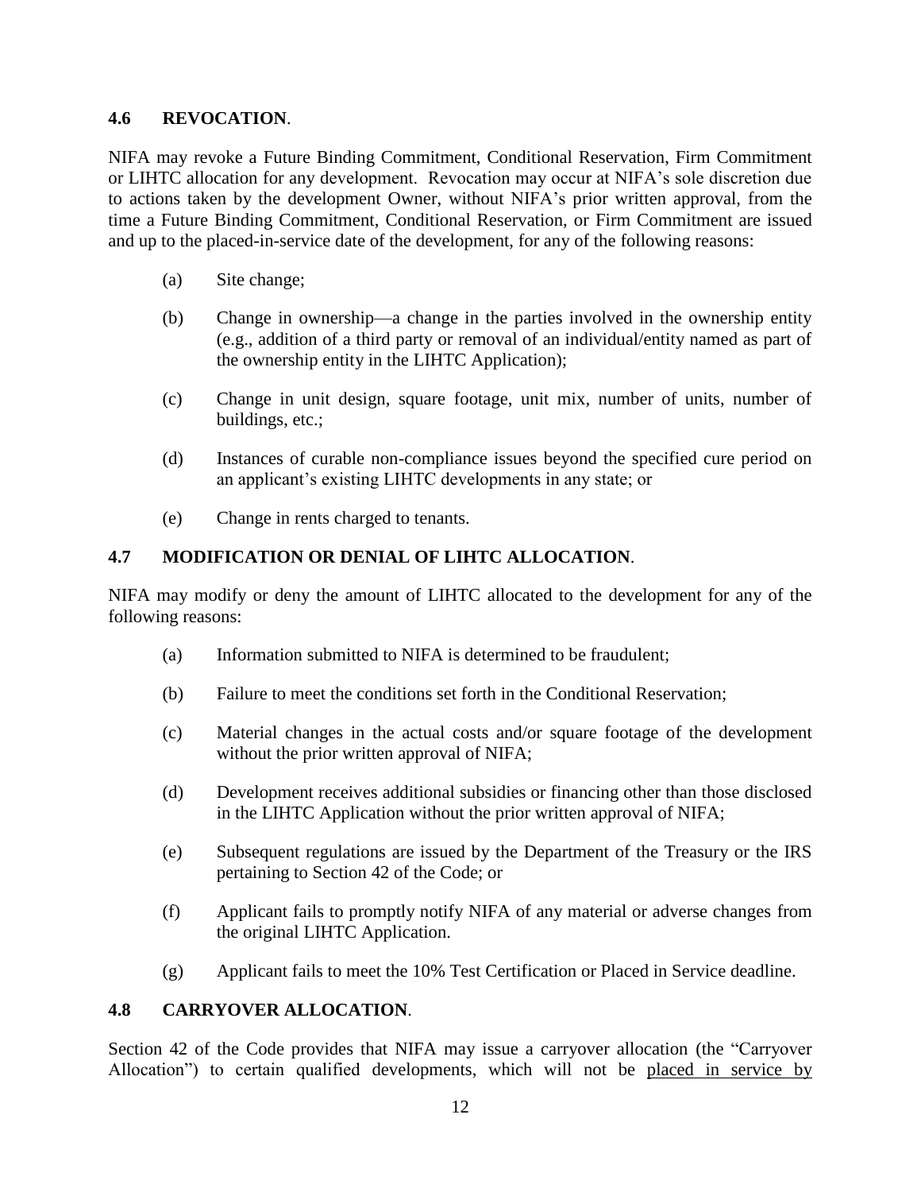### 4.6 REVOCATION.

NIFA may revoke a Future Binding Commitment, Conditional Reservation, Firm Commitment or LIHTC allocation for any development. Revocation may occur at NIFA's sole discretion due to actions taken by the development Owner, without NIFA's prior written approval, from the time a Future Binding Commitment, Conditional Reservation, or Firm Commitment are issued and up to the placed-in-service date of the development, for any of the following reasons:

(a) Site change;

(b) Change in ownership—a change in the parties involved in the ownership entity (e.g., addition of a third party or removal of an individual/entity named as part of the ownership entity in the LIHTC Application);

(c) Change in unit design, square footage, unit mix, number of units, number of buildings, etc.;

(d) Instances of curable non-compliance issues beyond the specified cure period on an applicant's existing LIHTC developments in any state; or

(e) Change in rents charged to tenants.

### 4.7 MODIFICATION OR DENIAL OF LIHTC ALLOCATION.

NIFA may modify or deny the amount of LIHTC allocated to the development for any of the following reasons:

(a) Information submitted to NIFA is determined to be fraudulent;

(b) Failure to meet the conditions set forth in the Conditional Reservation;

(c) Material changes in the actual costs and/or square footage of the development without the prior written approval of NIFA;

(d) Development receives additional subsidies or financing other than those disclosed in the LIHTC Application without the prior written approval of NIFA;

(e) Subsequent regulations are issued by the Department of the Treasury or the IRS pertaining to Section 42 of the Code; or

(f) Applicant fails to promptly notify NIFA of any material or adverse changes from the original LIHTC Application.

(g) Applicant fails to meet the 10% Test Certification or Placed in Service deadline.

### 4.8 CARRYOVER ALLOCATION.

Section 42 of the Code provides that NIFA may issue a carryover allocation (the "Carryover Allocation") to certain qualified developments, which will not be placed in service by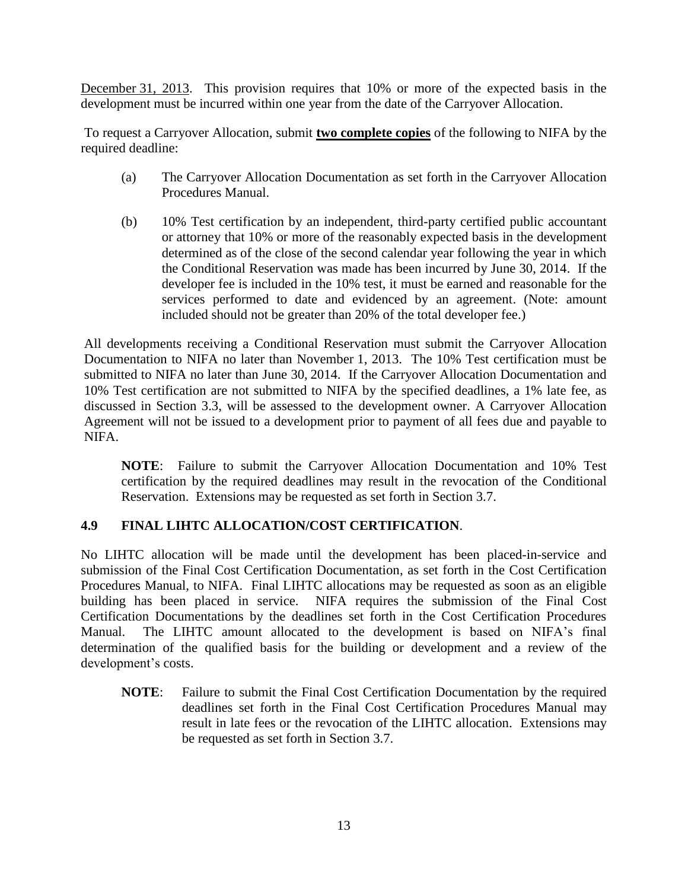December 31, 2013. This provision requires that 10% or more of the expected basis in the development must be incurred within one year from the date of the Carryover Allocation.

To request a Carryover Allocation, submit **two complete copies** of the following to NIFA by the required deadline:

(a) The Carryover Allocation Documentation as set forth in the Carryover Allocation Procedures Manual.

(b) 10% Test certification by an independent, third-party certified public accountant or attorney that 10% or more of the reasonably expected basis in the development determined as of the close of the second calendar year following the year in which the Conditional Reservation was made has been incurred by June 30, 2014. If the developer fee is included in the 10% test, it must be earned and reasonable for the services performed to date and evidenced by an agreement. (Note: amount included should not be greater than 20% of the total developer fee.)

All developments receiving a Conditional Reservation must submit the Carryover Allocation Documentation to NIFA no later than November 1, 2013. The 10% Test certification must be submitted to NIFA no later than June 30, 2014. If the Carryover Allocation Documentation and 10% Test certification are not submitted to NIFA by the specified deadlines, a 1% late fee, as discussed in Section 3.3, will be assessed to the development owner. A Carryover Allocation Agreement will not be issued to a development prior to payment of all fees due and payable to NIFA.

**NOTE**: Failure to submit the Carryover Allocation Documentation and 10% Test certification by the required deadlines may result in the revocation of the Conditional Reservation. Extensions may be requested as set forth in Section 3.7.

### 4.9 FINAL LIHTC ALLOCATION/COST CERTIFICATION.

No LIHTC allocation will be made until the development has been placed-in-service and submission of the Final Cost Certification Documentation, as set forth in the Cost Certification Procedures Manual, to NIFA. Final LIHTC allocations may be requested as soon as an eligible building has been placed in service. NIFA requires the submission of the Final Cost Certification Documentations by the deadlines set forth in the Cost Certification Procedures Manual. The LIHTC amount allocated to the development is based on NIFA's final determination of the qualified basis for the building or development and a review of the development's costs.

**NOTE**: Failure to submit the Final Cost Certification Documentation by the required deadlines set forth in the Final Cost Certification Procedures Manual may result in late fees or the revocation of the LIHTC allocation. Extensions may be requested as set forth in Section 3.7.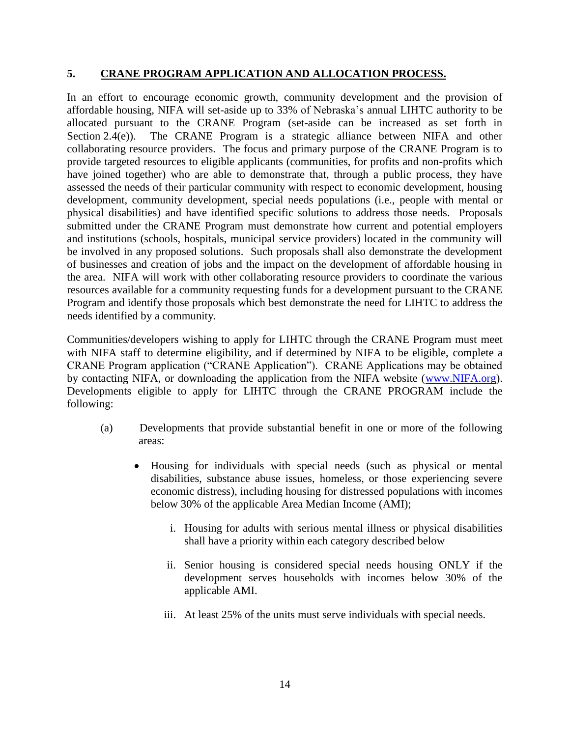## 5. CRANE PROGRAM APPLICATION AND ALLOCATION PROCESS.

In an effort to encourage economic growth, community development and the provision of affordable housing, NIFA will set-aside up to 33% of Nebraska's annual LIHTC authority to be allocated pursuant to the CRANE Program (set-aside can be increased as set forth in Section 2.4(e)). The CRANE Program is a strategic alliance between NIFA and other collaborating resource providers. The focus and primary purpose of the CRANE Program is to provide targeted resources to eligible applicants (communities, for profits and non-profits which have joined together) who are able to demonstrate that, through a public process, they have assessed the needs of their particular community with respect to economic development, housing development, community development, special needs populations (i.e., people with mental or physical disabilities) and have identified specific solutions to address those needs. Proposals submitted under the CRANE Program must demonstrate how current and potential employers and institutions (schools, hospitals, municipal service providers) located in the community will be involved in any proposed solutions. Such proposals shall also demonstrate the development of businesses and creation of jobs and the impact on the development of affordable housing in the area. NIFA will work with other collaborating resource providers to coordinate the various resources available for a community requesting funds for a development pursuant to the CRANE Program and identify those proposals which best demonstrate the need for LIHTC to address the needs identified by a community.

Communities/developers wishing to apply for LIHTC through the CRANE Program must meet with NIFA staff to determine eligibility, and if determined by NIFA to be eligible, complete a CRANE Program application ("CRANE Application"). CRANE Applications may be obtained by contacting NIFA, or downloading the application from the NIFA website (www.NIFA.org). Developments eligible to apply for LIHTC through the CRANE PROGRAM include the following:

(a) Developments that provide substantial benefit in one or more of the following areas:

- Housing for individuals with special needs (such as physical or mental disabilities, substance abuse issues, homeless, or those experiencing severe economic distress), including housing for distressed populations with incomes below 30% of the applicable Area Median Income (AMI);

  i. Housing for adults with serious mental illness or physical disabilities shall have a priority within each category described below

  ii. Senior housing is considered special needs housing ONLY if the development serves households with incomes below 30% of the applicable AMI.

  iii. At least 25% of the units must serve individuals with special needs.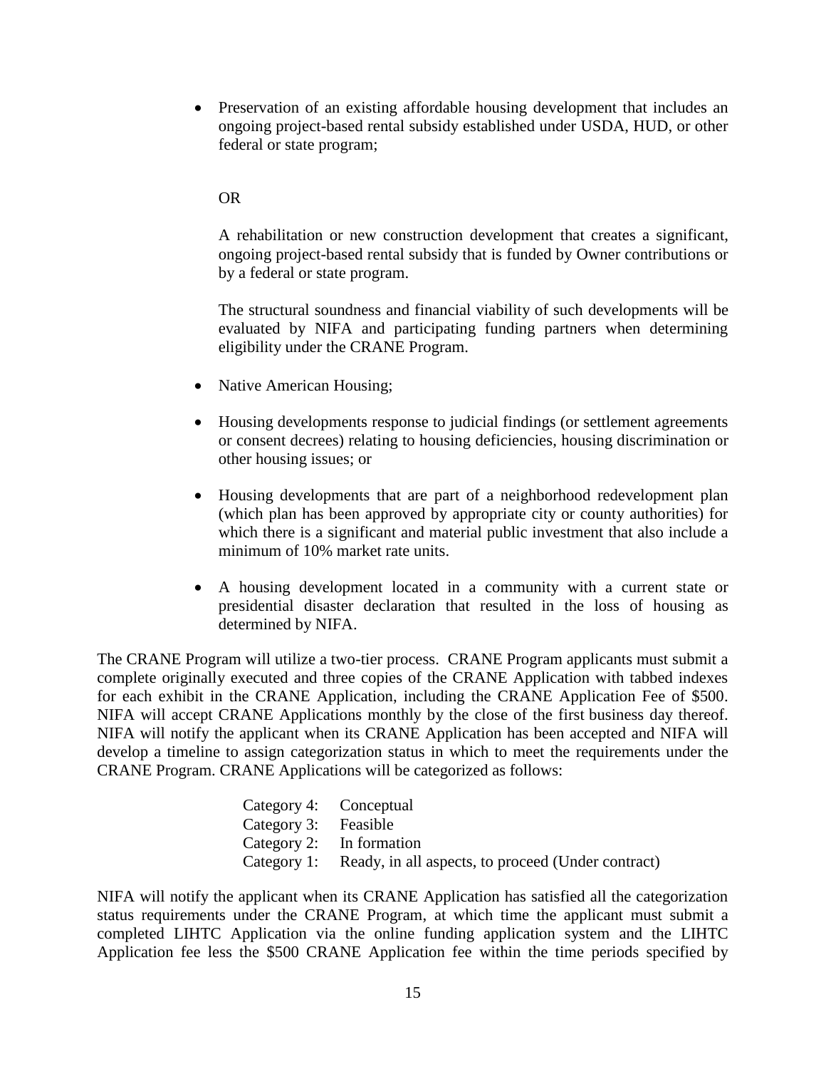- Preservation of an existing affordable housing development that includes an ongoing project-based rental subsidy established under USDA, HUD, or other federal or state program;

  OR

  A rehabilitation or new construction development that creates a significant, ongoing project-based rental subsidy that is funded by Owner contributions or by a federal or state program.

  The structural soundness and financial viability of such developments will be evaluated by NIFA and participating funding partners when determining eligibility under the CRANE Program.

- Native American Housing;

- Housing developments response to judicial findings (or settlement agreements or consent decrees) relating to housing deficiencies, housing discrimination or other housing issues; or

- Housing developments that are part of a neighborhood redevelopment plan (which plan has been approved by appropriate city or county authorities) for which there is a significant and material public investment that also include a minimum of 10% market rate units.

- A housing development located in a community with a current state or presidential disaster declaration that resulted in the loss of housing as determined by NIFA.

The CRANE Program will utilize a two-tier process. CRANE Program applicants must submit a complete originally executed and three copies of the CRANE Application with tabbed indexes for each exhibit in the CRANE Application, including the CRANE Application Fee of $500. NIFA will accept CRANE Applications monthly by the close of the first business day thereof. NIFA will notify the applicant when its CRANE Application has been accepted and NIFA will develop a timeline to assign categorization status in which to meet the requirements under the CRANE Program. CRANE Applications will be categorized as follows:

Category 4: Conceptual
Category 3: Feasible
Category 2: In formation
Category 1: Ready, in all aspects, to proceed (Under contract)

NIFA will notify the applicant when its CRANE Application has satisfied all the categorization status requirements under the CRANE Program, at which time the applicant must submit a completed LIHTC Application via the online funding application system and the LIHTC Application fee less the $500 CRANE Application fee within the time periods specified by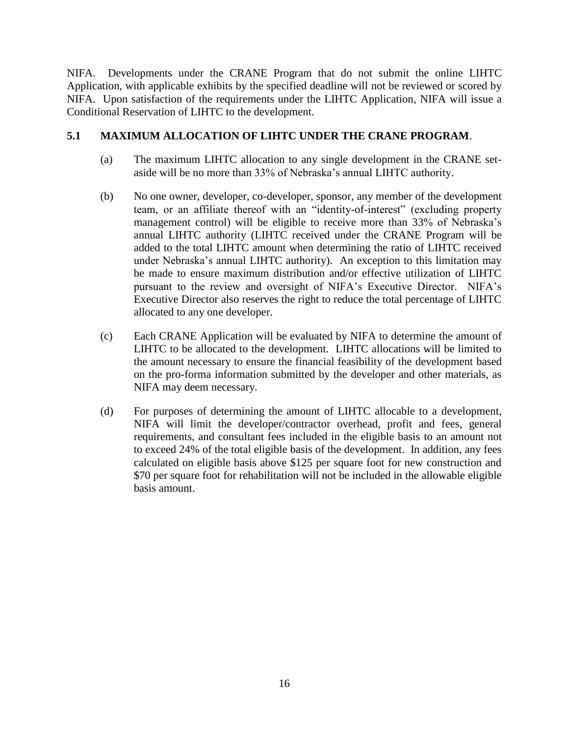NIFA. Developments under the CRANE Program that do not submit the online LIHTC Application, with applicable exhibits by the specified deadline will not be reviewed or scored by NIFA. Upon satisfaction of the requirements under the LIHTC Application, NIFA will issue a Conditional Reservation of LIHTC to the development.

### 5.1 MAXIMUM ALLOCATION OF LIHTC UNDER THE CRANE PROGRAM.

(a) The maximum LIHTC allocation to any single development in the CRANE set-aside will be no more than 33% of Nebraska's annual LIHTC authority.

(b) No one owner, developer, co-developer, sponsor, any member of the development team, or an affiliate thereof with an "identity-of-interest" (excluding property management control) will be eligible to receive more than 33% of Nebraska's annual LIHTC authority (LIHTC received under the CRANE Program will be added to the total LIHTC amount when determining the ratio of LIHTC received under Nebraska's annual LIHTC authority). An exception to this limitation may be made to ensure maximum distribution and/or effective utilization of LIHTC pursuant to the review and oversight of NIFA's Executive Director. NIFA's Executive Director also reserves the right to reduce the total percentage of LIHTC allocated to any one developer.

(c) Each CRANE Application will be evaluated by NIFA to determine the amount of LIHTC to be allocated to the development. LIHTC allocations will be limited to the amount necessary to ensure the financial feasibility of the development based on the pro-forma information submitted by the developer and other materials, as NIFA may deem necessary.

(d) For purposes of determining the amount of LIHTC allocable to a development, NIFA will limit the developer/contractor overhead, profit and fees, general requirements, and consultant fees included in the eligible basis to an amount not to exceed 24% of the total eligible basis of the development. In addition, any fees calculated on eligible basis above $125 per square foot for new construction and $70 per square foot for rehabilitation will not be included in the allowable eligible basis amount.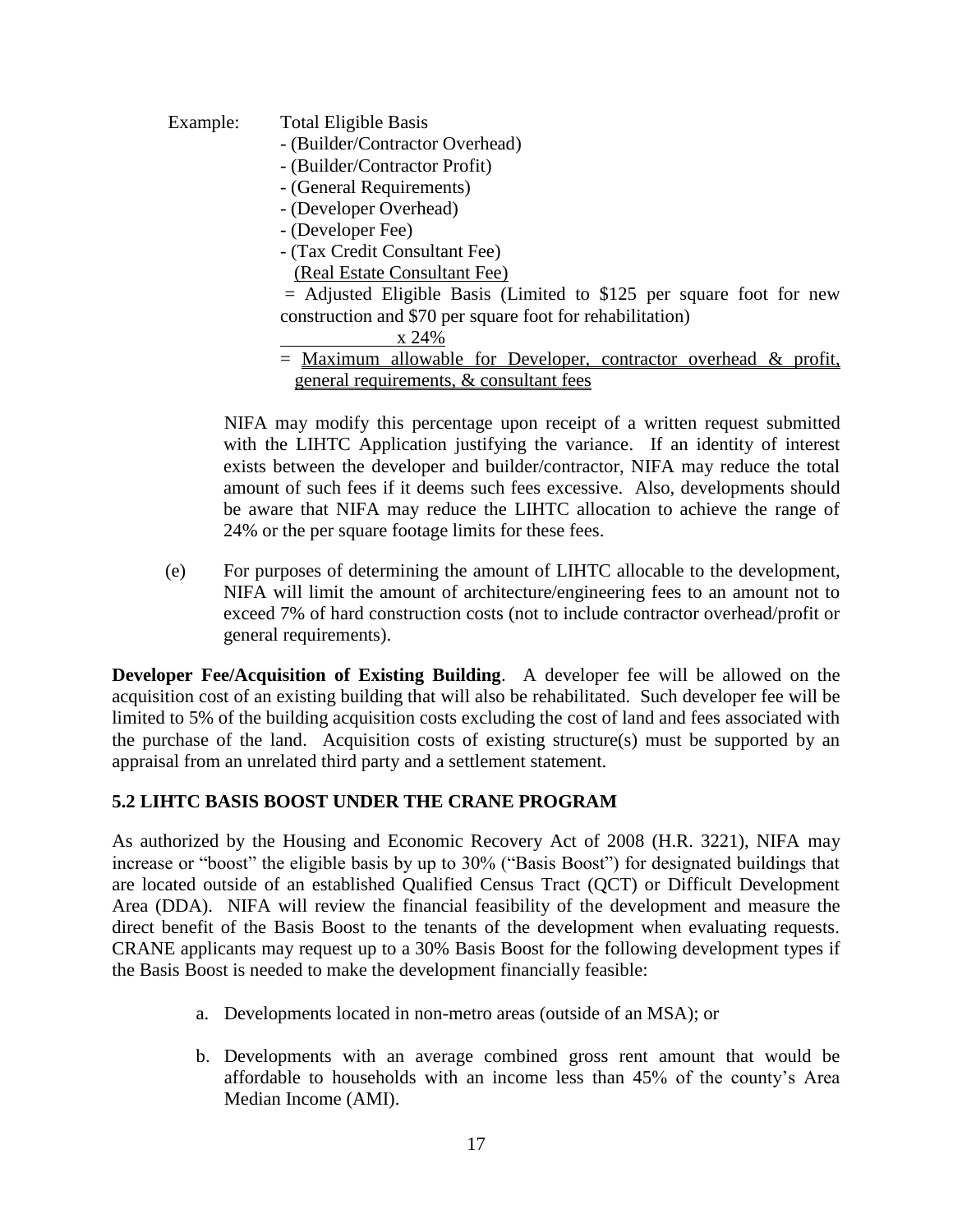Example: Total Eligible Basis
- (Builder/Contractor Overhead)
- (Builder/Contractor Profit)
- (General Requirements)
- (Developer Overhead)
- (Developer Fee)
- (Tax Credit Consultant Fee)
(Real Estate Consultant Fee)
= Adjusted Eligible Basis (Limited to $125 per square foot for new construction and $70 per square foot for rehabilitation)
x 24%
= Maximum allowable for Developer, contractor overhead & profit, general requirements, & consultant fees

NIFA may modify this percentage upon receipt of a written request submitted with the LIHTC Application justifying the variance. If an identity of interest exists between the developer and builder/contractor, NIFA may reduce the total amount of such fees if it deems such fees excessive. Also, developments should be aware that NIFA may reduce the LIHTC allocation to achieve the range of 24% or the per square footage limits for these fees.

(e) For purposes of determining the amount of LIHTC allocable to the development, NIFA will limit the amount of architecture/engineering fees to an amount not to exceed 7% of hard construction costs (not to include contractor overhead/profit or general requirements).

**Developer Fee/Acquisition of Existing Building**. A developer fee will be allowed on the acquisition cost of an existing building that will also be rehabilitated. Such developer fee will be limited to 5% of the building acquisition costs excluding the cost of land and fees associated with the purchase of the land. Acquisition costs of existing structure(s) must be supported by an appraisal from an unrelated third party and a settlement statement.

## 5.2 LIHTC BASIS BOOST UNDER THE CRANE PROGRAM

As authorized by the Housing and Economic Recovery Act of 2008 (H.R. 3221), NIFA may increase or "boost" the eligible basis by up to 30% ("Basis Boost") for designated buildings that are located outside of an established Qualified Census Tract (QCT) or Difficult Development Area (DDA). NIFA will review the financial feasibility of the development and measure the direct benefit of the Basis Boost to the tenants of the development when evaluating requests. CRANE applicants may request up to a 30% Basis Boost for the following development types if the Basis Boost is needed to make the development financially feasible:

a. Developments located in non-metro areas (outside of an MSA); or

b. Developments with an average combined gross rent amount that would be affordable to households with an income less than 45% of the county's Area Median Income (AMI).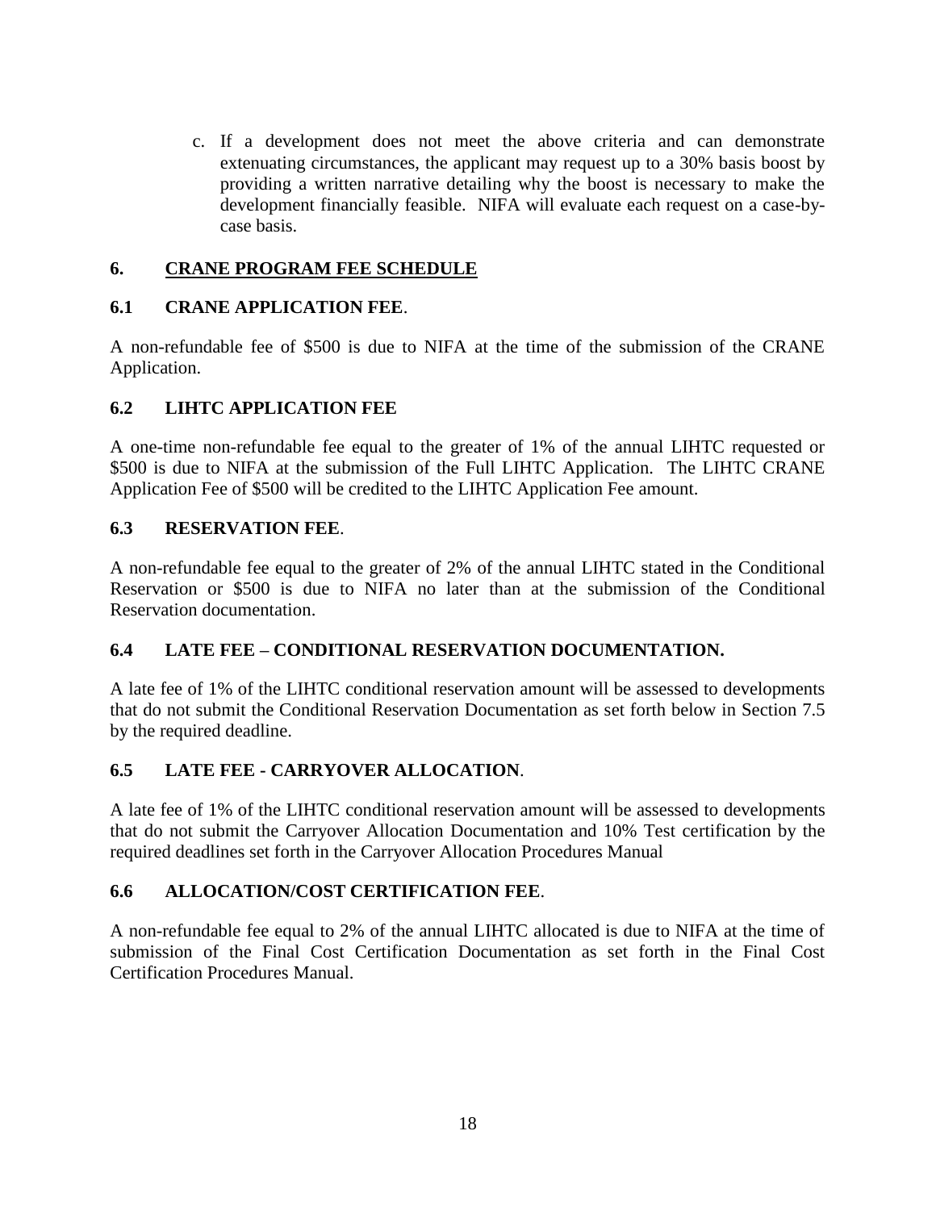c. If a development does not meet the above criteria and can demonstrate extenuating circumstances, the applicant may request up to a 30% basis boost by providing a written narrative detailing why the boost is necessary to make the development financially feasible. NIFA will evaluate each request on a case-by-case basis.

## 6. CRANE PROGRAM FEE SCHEDULE

### 6.1 CRANE APPLICATION FEE.

A non-refundable fee of $500 is due to NIFA at the time of the submission of the CRANE Application.

### 6.2 LIHTC APPLICATION FEE

A one-time non-refundable fee equal to the greater of 1% of the annual LIHTC requested or $500 is due to NIFA at the submission of the Full LIHTC Application. The LIHTC CRANE Application Fee of $500 will be credited to the LIHTC Application Fee amount.

### 6.3 RESERVATION FEE.

A non-refundable fee equal to the greater of 2% of the annual LIHTC stated in the Conditional Reservation or $500 is due to NIFA no later than at the submission of the Conditional Reservation documentation.

### 6.4 LATE FEE – CONDITIONAL RESERVATION DOCUMENTATION.

A late fee of 1% of the LIHTC conditional reservation amount will be assessed to developments that do not submit the Conditional Reservation Documentation as set forth below in Section 7.5 by the required deadline.

### 6.5 LATE FEE - CARRYOVER ALLOCATION.

A late fee of 1% of the LIHTC conditional reservation amount will be assessed to developments that do not submit the Carryover Allocation Documentation and 10% Test certification by the required deadlines set forth in the Carryover Allocation Procedures Manual

### 6.6 ALLOCATION/COST CERTIFICATION FEE.

A non-refundable fee equal to 2% of the annual LIHTC allocated is due to NIFA at the time of submission of the Final Cost Certification Documentation as set forth in the Final Cost Certification Procedures Manual.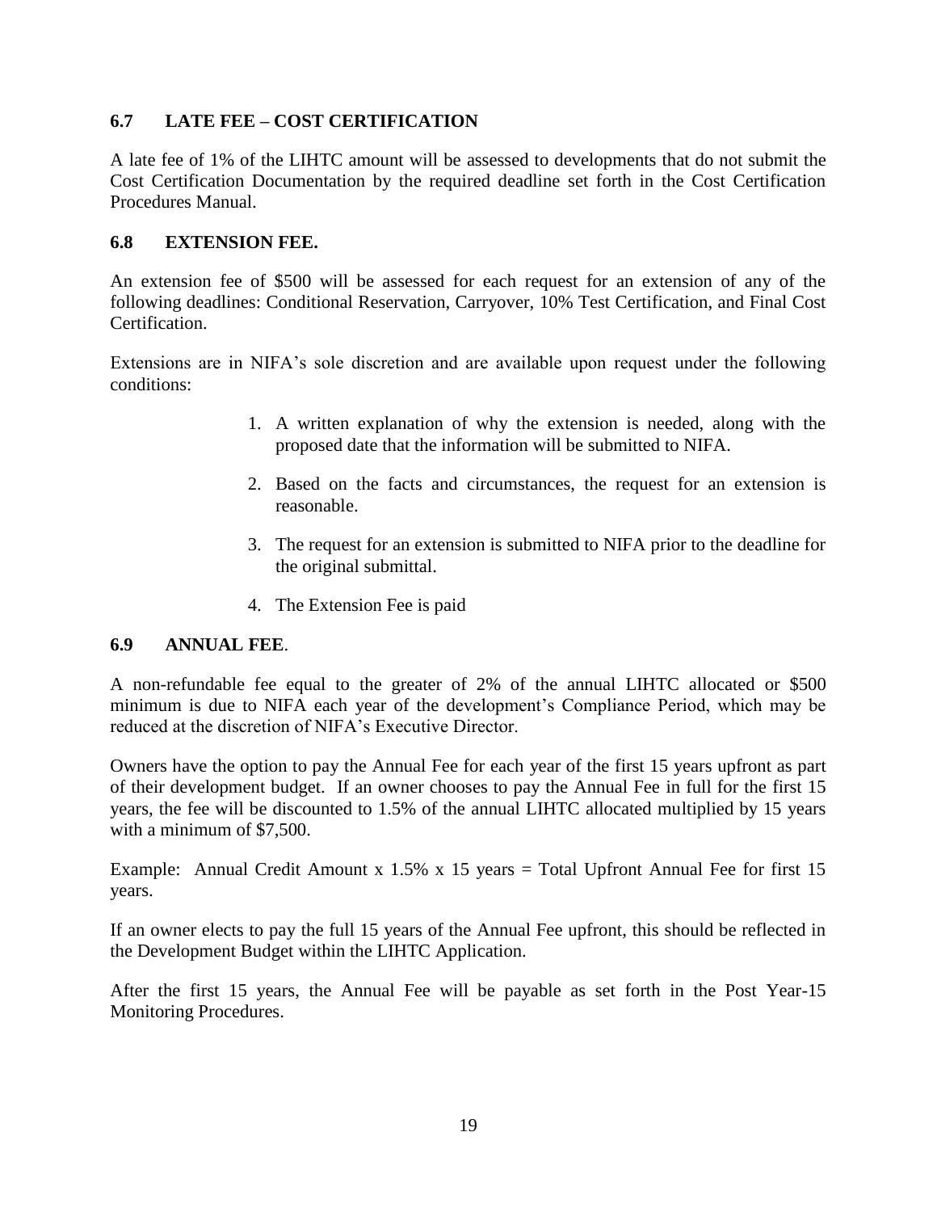### 6.7 LATE FEE – COST CERTIFICATION

A late fee of 1% of the LIHTC amount will be assessed to developments that do not submit the Cost Certification Documentation by the required deadline set forth in the Cost Certification Procedures Manual.

### 6.8 EXTENSION FEE.

An extension fee of $500 will be assessed for each request for an extension of any of the following deadlines: Conditional Reservation, Carryover, 10% Test Certification, and Final Cost Certification.

Extensions are in NIFA's sole discretion and are available upon request under the following conditions:

1. A written explanation of why the extension is needed, along with the proposed date that the information will be submitted to NIFA.
2. Based on the facts and circumstances, the request for an extension is reasonable.
3. The request for an extension is submitted to NIFA prior to the deadline for the original submittal.
4. The Extension Fee is paid

### 6.9 ANNUAL FEE.

A non-refundable fee equal to the greater of 2% of the annual LIHTC allocated or $500 minimum is due to NIFA each year of the development's Compliance Period, which may be reduced at the discretion of NIFA's Executive Director.

Owners have the option to pay the Annual Fee for each year of the first 15 years upfront as part of their development budget. If an owner chooses to pay the Annual Fee in full for the first 15 years, the fee will be discounted to 1.5% of the annual LIHTC allocated multiplied by 15 years with a minimum of $7,500.

Example: Annual Credit Amount x 1.5% x 15 years = Total Upfront Annual Fee for first 15 years.

If an owner elects to pay the full 15 years of the Annual Fee upfront, this should be reflected in the Development Budget within the LIHTC Application.

After the first 15 years, the Annual Fee will be payable as set forth in the Post Year-15 Monitoring Procedures.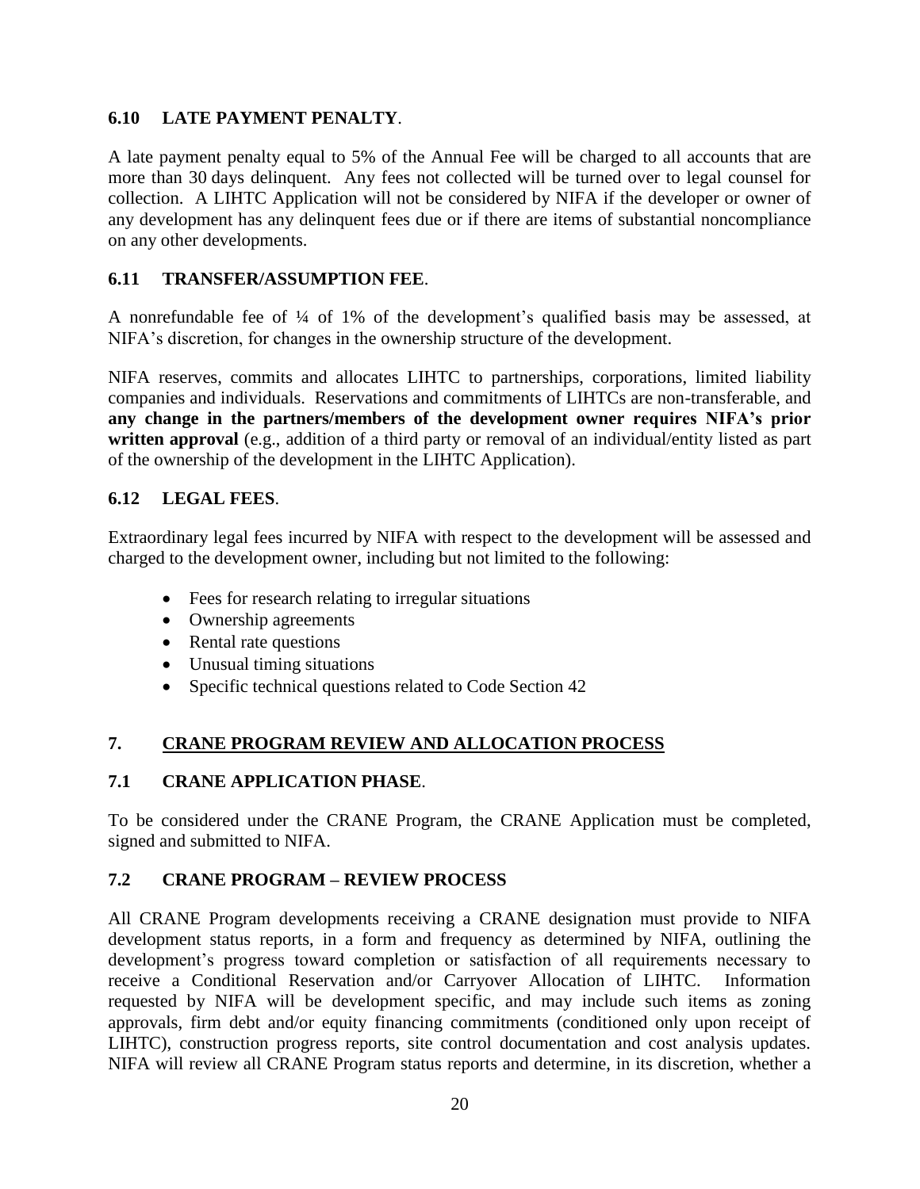### 6.10 LATE PAYMENT PENALTY.

A late payment penalty equal to 5% of the Annual Fee will be charged to all accounts that are more than 30 days delinquent. Any fees not collected will be turned over to legal counsel for collection. A LIHTC Application will not be considered by NIFA if the developer or owner of any development has any delinquent fees due or if there are items of substantial noncompliance on any other developments.

### 6.11 TRANSFER/ASSUMPTION FEE.

A nonrefundable fee of ¼ of 1% of the development's qualified basis may be assessed, at NIFA's discretion, for changes in the ownership structure of the development.

NIFA reserves, commits and allocates LIHTC to partnerships, corporations, limited liability companies and individuals. Reservations and commitments of LIHTCs are non-transferable, and **any change in the partners/members of the development owner requires NIFA's prior written approval** (e.g., addition of a third party or removal of an individual/entity listed as part of the ownership of the development in the LIHTC Application).

### 6.12 LEGAL FEES.

Extraordinary legal fees incurred by NIFA with respect to the development will be assessed and charged to the development owner, including but not limited to the following:

- Fees for research relating to irregular situations
- Ownership agreements
- Rental rate questions
- Unusual timing situations
- Specific technical questions related to Code Section 42

## 7. CRANE PROGRAM REVIEW AND ALLOCATION PROCESS

### 7.1 CRANE APPLICATION PHASE.

To be considered under the CRANE Program, the CRANE Application must be completed, signed and submitted to NIFA.

### 7.2 CRANE PROGRAM – REVIEW PROCESS

All CRANE Program developments receiving a CRANE designation must provide to NIFA development status reports, in a form and frequency as determined by NIFA, outlining the development's progress toward completion or satisfaction of all requirements necessary to receive a Conditional Reservation and/or Carryover Allocation of LIHTC. Information requested by NIFA will be development specific, and may include such items as zoning approvals, firm debt and/or equity financing commitments (conditioned only upon receipt of LIHTC), construction progress reports, site control documentation and cost analysis updates. NIFA will review all CRANE Program status reports and determine, in its discretion, whether a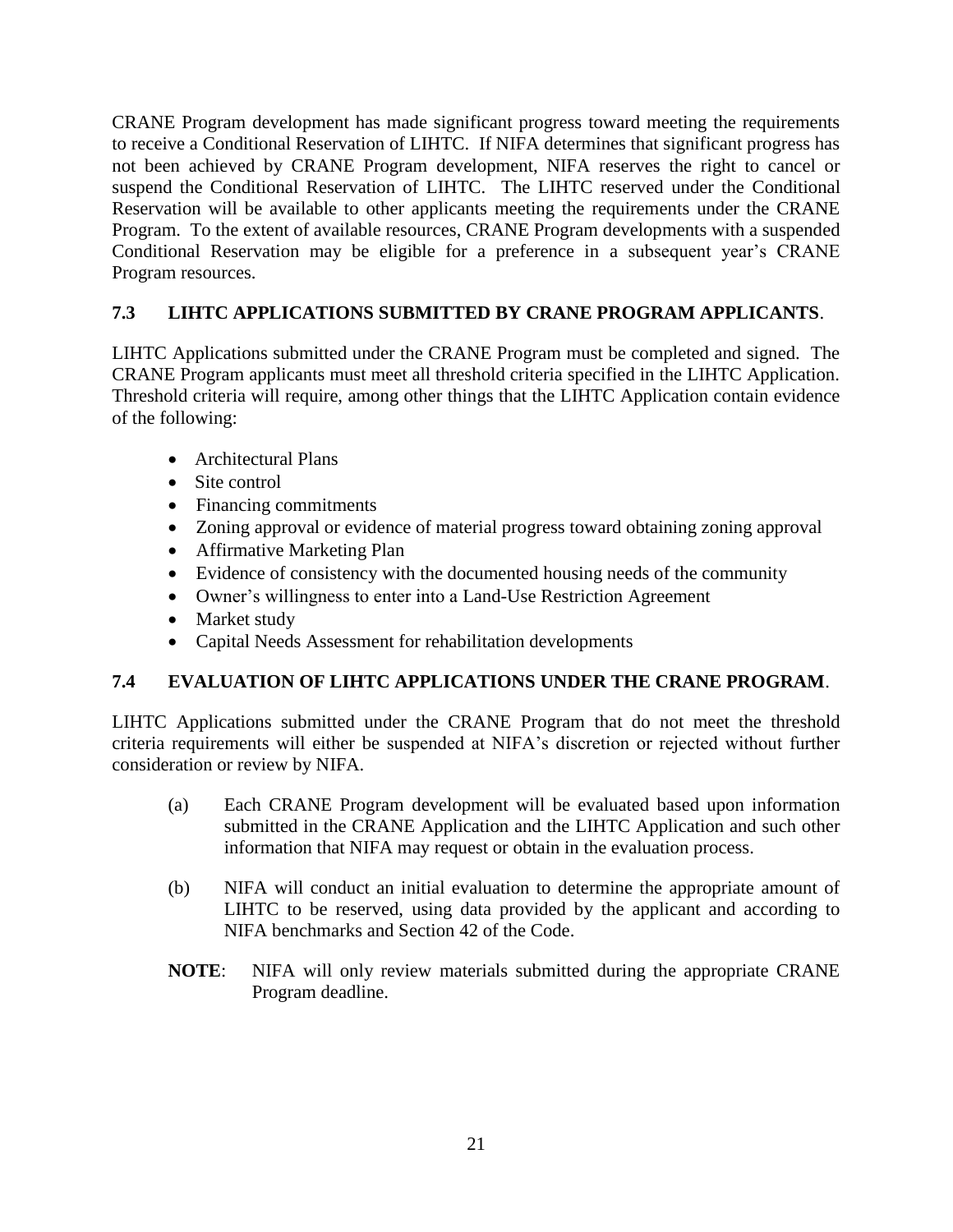CRANE Program development has made significant progress toward meeting the requirements to receive a Conditional Reservation of LIHTC. If NIFA determines that significant progress has not been achieved by CRANE Program development, NIFA reserves the right to cancel or suspend the Conditional Reservation of LIHTC. The LIHTC reserved under the Conditional Reservation will be available to other applicants meeting the requirements under the CRANE Program. To the extent of available resources, CRANE Program developments with a suspended Conditional Reservation may be eligible for a preference in a subsequent year's CRANE Program resources.

### 7.3 LIHTC APPLICATIONS SUBMITTED BY CRANE PROGRAM APPLICANTS.

LIHTC Applications submitted under the CRANE Program must be completed and signed. The CRANE Program applicants must meet all threshold criteria specified in the LIHTC Application. Threshold criteria will require, among other things that the LIHTC Application contain evidence of the following:

- Architectural Plans
- Site control
- Financing commitments
- Zoning approval or evidence of material progress toward obtaining zoning approval
- Affirmative Marketing Plan
- Evidence of consistency with the documented housing needs of the community
- Owner's willingness to enter into a Land-Use Restriction Agreement
- Market study
- Capital Needs Assessment for rehabilitation developments

### 7.4 EVALUATION OF LIHTC APPLICATIONS UNDER THE CRANE PROGRAM.

LIHTC Applications submitted under the CRANE Program that do not meet the threshold criteria requirements will either be suspended at NIFA's discretion or rejected without further consideration or review by NIFA.

(a) Each CRANE Program development will be evaluated based upon information submitted in the CRANE Application and the LIHTC Application and such other information that NIFA may request or obtain in the evaluation process.

(b) NIFA will conduct an initial evaluation to determine the appropriate amount of LIHTC to be reserved, using data provided by the applicant and according to NIFA benchmarks and Section 42 of the Code.

**NOTE**: NIFA will only review materials submitted during the appropriate CRANE Program deadline.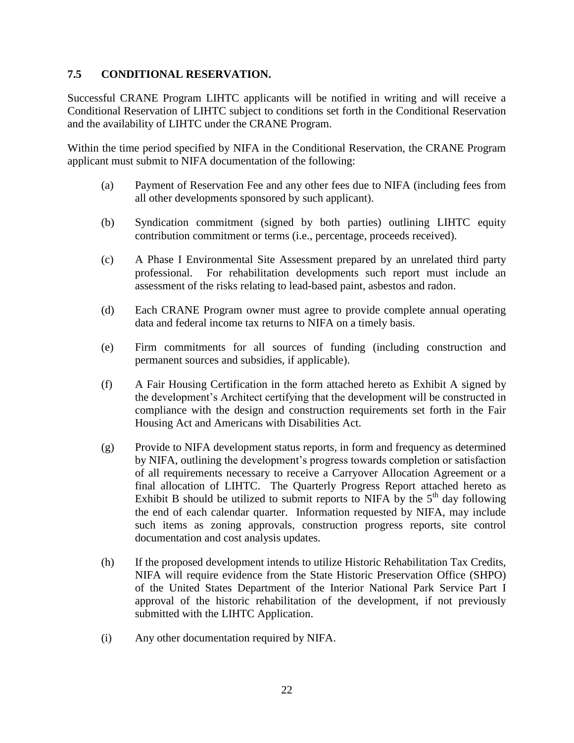### 7.5 CONDITIONAL RESERVATION.

Successful CRANE Program LIHTC applicants will be notified in writing and will receive a Conditional Reservation of LIHTC subject to conditions set forth in the Conditional Reservation and the availability of LIHTC under the CRANE Program.

Within the time period specified by NIFA in the Conditional Reservation, the CRANE Program applicant must submit to NIFA documentation of the following:

(a) Payment of Reservation Fee and any other fees due to NIFA (including fees from all other developments sponsored by such applicant).

(b) Syndication commitment (signed by both parties) outlining LIHTC equity contribution commitment or terms (i.e., percentage, proceeds received).

(c) A Phase I Environmental Site Assessment prepared by an unrelated third party professional. For rehabilitation developments such report must include an assessment of the risks relating to lead-based paint, asbestos and radon.

(d) Each CRANE Program owner must agree to provide complete annual operating data and federal income tax returns to NIFA on a timely basis.

(e) Firm commitments for all sources of funding (including construction and permanent sources and subsidies, if applicable).

(f) A Fair Housing Certification in the form attached hereto as Exhibit A signed by the development's Architect certifying that the development will be constructed in compliance with the design and construction requirements set forth in the Fair Housing Act and Americans with Disabilities Act.

(g) Provide to NIFA development status reports, in form and frequency as determined by NIFA, outlining the development's progress towards completion or satisfaction of all requirements necessary to receive a Carryover Allocation Agreement or a final allocation of LIHTC. The Quarterly Progress Report attached hereto as Exhibit B should be utilized to submit reports to NIFA by the 5th day following the end of each calendar quarter. Information requested by NIFA, may include such items as zoning approvals, construction progress reports, site control documentation and cost analysis updates.

(h) If the proposed development intends to utilize Historic Rehabilitation Tax Credits, NIFA will require evidence from the State Historic Preservation Office (SHPO) of the United States Department of the Interior National Park Service Part I approval of the historic rehabilitation of the development, if not previously submitted with the LIHTC Application.

(i) Any other documentation required by NIFA.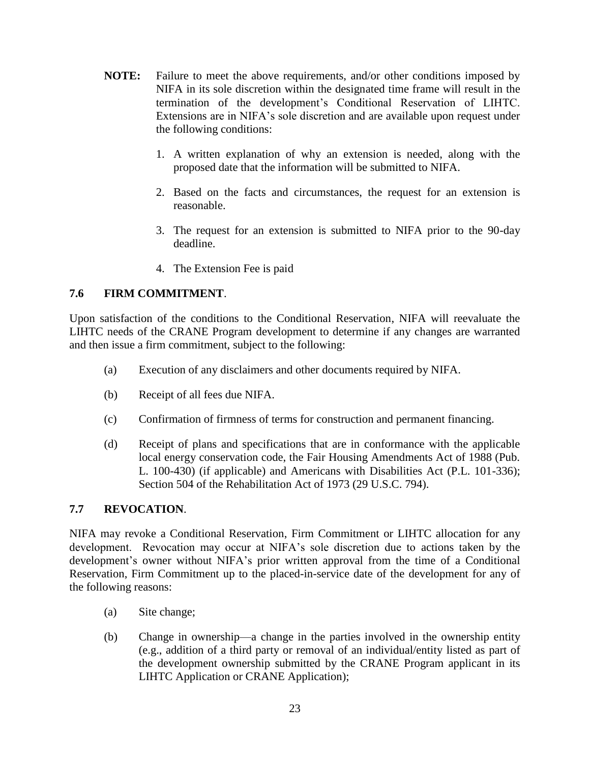**NOTE:** Failure to meet the above requirements, and/or other conditions imposed by NIFA in its sole discretion within the designated time frame will result in the termination of the development's Conditional Reservation of LIHTC. Extensions are in NIFA's sole discretion and are available upon request under the following conditions:

1. A written explanation of why an extension is needed, along with the proposed date that the information will be submitted to NIFA.
2. Based on the facts and circumstances, the request for an extension is reasonable.
3. The request for an extension is submitted to NIFA prior to the 90-day deadline.
4. The Extension Fee is paid

### 7.6 FIRM COMMITMENT.

Upon satisfaction of the conditions to the Conditional Reservation, NIFA will reevaluate the LIHTC needs of the CRANE Program development to determine if any changes are warranted and then issue a firm commitment, subject to the following:

(a) Execution of any disclaimers and other documents required by NIFA.

(b) Receipt of all fees due NIFA.

(c) Confirmation of firmness of terms for construction and permanent financing.

(d) Receipt of plans and specifications that are in conformance with the applicable local energy conservation code, the Fair Housing Amendments Act of 1988 (Pub. L. 100-430) (if applicable) and Americans with Disabilities Act (P.L. 101-336); Section 504 of the Rehabilitation Act of 1973 (29 U.S.C. 794).

### 7.7 REVOCATION.

NIFA may revoke a Conditional Reservation, Firm Commitment or LIHTC allocation for any development. Revocation may occur at NIFA's sole discretion due to actions taken by the development's owner without NIFA's prior written approval from the time of a Conditional Reservation, Firm Commitment up to the placed-in-service date of the development for any of the following reasons:

(a) Site change;

(b) Change in ownership—a change in the parties involved in the ownership entity (e.g., addition of a third party or removal of an individual/entity listed as part of the development ownership submitted by the CRANE Program applicant in its LIHTC Application or CRANE Application);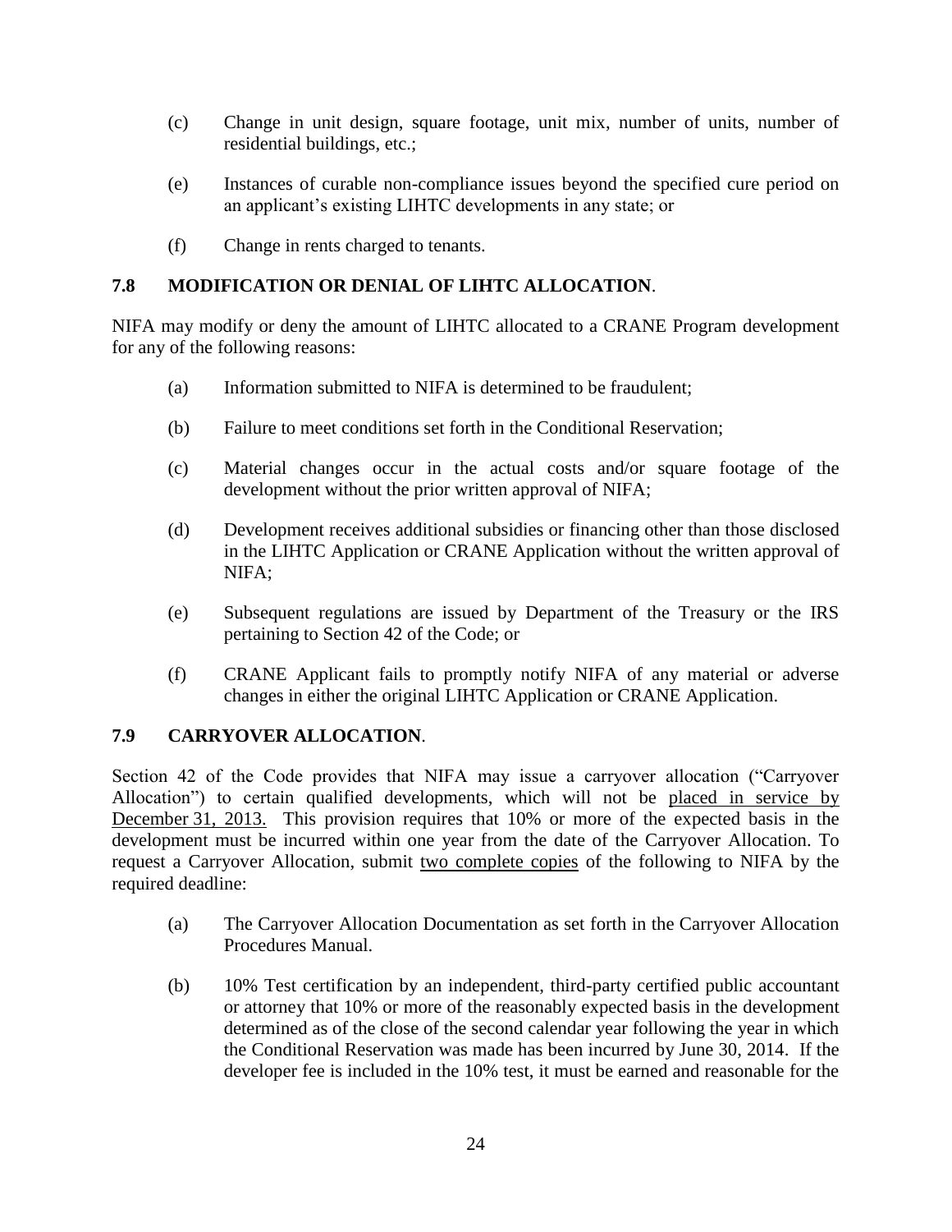(c) Change in unit design, square footage, unit mix, number of units, number of residential buildings, etc.;

(e) Instances of curable non-compliance issues beyond the specified cure period on an applicant's existing LIHTC developments in any state; or

(f) Change in rents charged to tenants.

### 7.8 MODIFICATION OR DENIAL OF LIHTC ALLOCATION.

NIFA may modify or deny the amount of LIHTC allocated to a CRANE Program development for any of the following reasons:

(a) Information submitted to NIFA is determined to be fraudulent;

(b) Failure to meet conditions set forth in the Conditional Reservation;

(c) Material changes occur in the actual costs and/or square footage of the development without the prior written approval of NIFA;

(d) Development receives additional subsidies or financing other than those disclosed in the LIHTC Application or CRANE Application without the written approval of NIFA;

(e) Subsequent regulations are issued by Department of the Treasury or the IRS pertaining to Section 42 of the Code; or

(f) CRANE Applicant fails to promptly notify NIFA of any material or adverse changes in either the original LIHTC Application or CRANE Application.

### 7.9 CARRYOVER ALLOCATION.

Section 42 of the Code provides that NIFA may issue a carryover allocation ("Carryover Allocation") to certain qualified developments, which will not be placed in service by December 31, 2013. This provision requires that 10% or more of the expected basis in the development must be incurred within one year from the date of the Carryover Allocation. To request a Carryover Allocation, submit two complete copies of the following to NIFA by the required deadline:

(a) The Carryover Allocation Documentation as set forth in the Carryover Allocation Procedures Manual.

(b) 10% Test certification by an independent, third-party certified public accountant or attorney that 10% or more of the reasonably expected basis in the development determined as of the close of the second calendar year following the year in which the Conditional Reservation was made has been incurred by June 30, 2014. If the developer fee is included in the 10% test, it must be earned and reasonable for the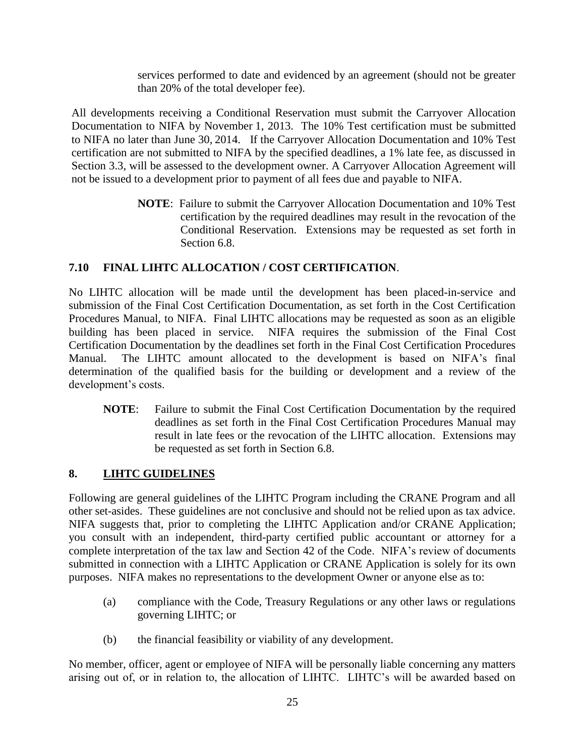services performed to date and evidenced by an agreement (should not be greater than 20% of the total developer fee).

All developments receiving a Conditional Reservation must submit the Carryover Allocation Documentation to NIFA by November 1, 2013. The 10% Test certification must be submitted to NIFA no later than June 30, 2014. If the Carryover Allocation Documentation and 10% Test certification are not submitted to NIFA by the specified deadlines, a 1% late fee, as discussed in Section 3.3, will be assessed to the development owner. A Carryover Allocation Agreement will not be issued to a development prior to payment of all fees due and payable to NIFA.

> **NOTE**: Failure to submit the Carryover Allocation Documentation and 10% Test certification by the required deadlines may result in the revocation of the Conditional Reservation. Extensions may be requested as set forth in Section 6.8.

### 7.10 FINAL LIHTC ALLOCATION / COST CERTIFICATION.

No LIHTC allocation will be made until the development has been placed-in-service and submission of the Final Cost Certification Documentation, as set forth in the Cost Certification Procedures Manual, to NIFA. Final LIHTC allocations may be requested as soon as an eligible building has been placed in service. NIFA requires the submission of the Final Cost Certification Documentation by the deadlines set forth in the Final Cost Certification Procedures Manual. The LIHTC amount allocated to the development is based on NIFA's final determination of the qualified basis for the building or development and a review of the development's costs.

> **NOTE**: Failure to submit the Final Cost Certification Documentation by the required deadlines as set forth in the Final Cost Certification Procedures Manual may result in late fees or the revocation of the LIHTC allocation. Extensions may be requested as set forth in Section 6.8.

## 8. LIHTC GUIDELINES

Following are general guidelines of the LIHTC Program including the CRANE Program and all other set-asides. These guidelines are not conclusive and should not be relied upon as tax advice. NIFA suggests that, prior to completing the LIHTC Application and/or CRANE Application; you consult with an independent, third-party certified public accountant or attorney for a complete interpretation of the tax law and Section 42 of the Code. NIFA's review of documents submitted in connection with a LIHTC Application or CRANE Application is solely for its own purposes. NIFA makes no representations to the development Owner or anyone else as to:

(a) compliance with the Code, Treasury Regulations or any other laws or regulations governing LIHTC; or

(b) the financial feasibility or viability of any development.

No member, officer, agent or employee of NIFA will be personally liable concerning any matters arising out of, or in relation to, the allocation of LIHTC. LIHTC's will be awarded based on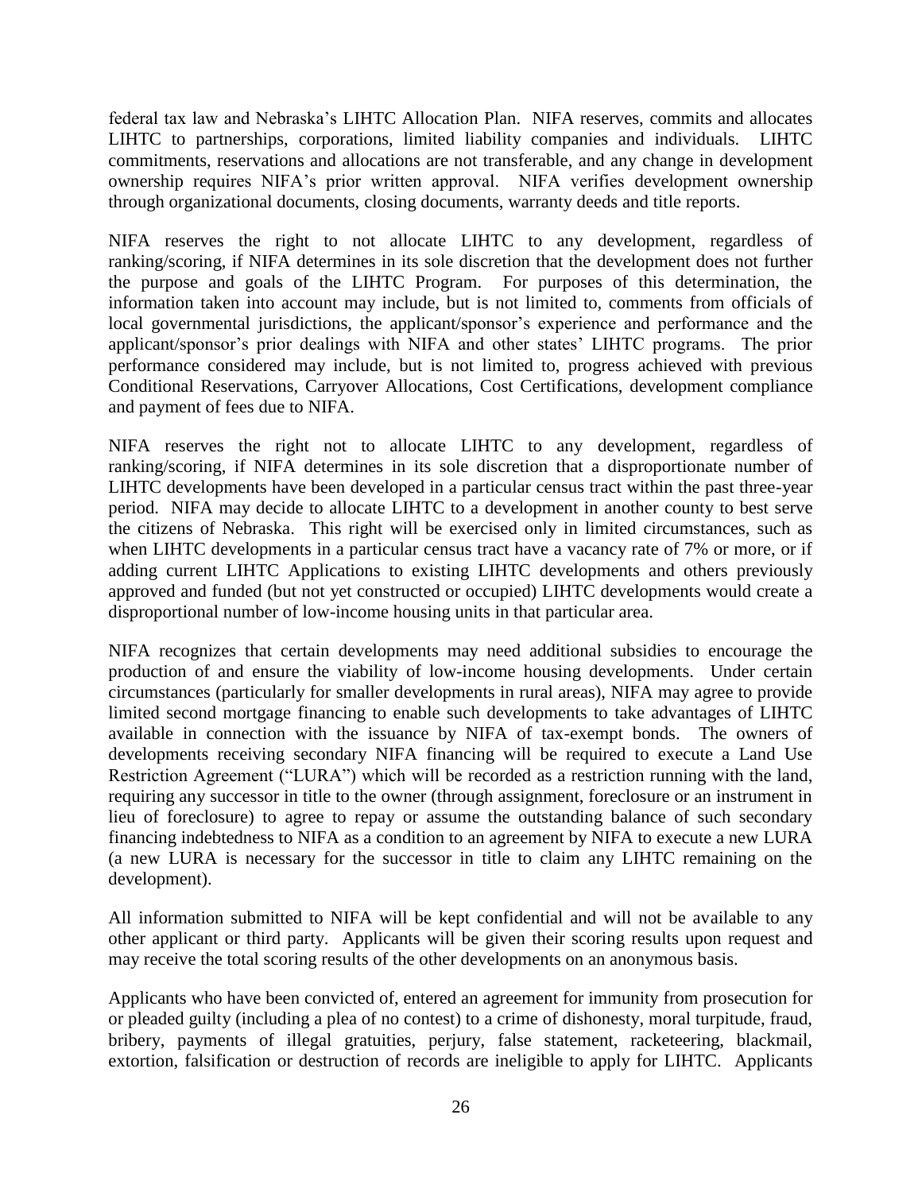federal tax law and Nebraska's LIHTC Allocation Plan. NIFA reserves, commits and allocates LIHTC to partnerships, corporations, limited liability companies and individuals. LIHTC commitments, reservations and allocations are not transferable, and any change in development ownership requires NIFA's prior written approval. NIFA verifies development ownership through organizational documents, closing documents, warranty deeds and title reports.

NIFA reserves the right to not allocate LIHTC to any development, regardless of ranking/scoring, if NIFA determines in its sole discretion that the development does not further the purpose and goals of the LIHTC Program. For purposes of this determination, the information taken into account may include, but is not limited to, comments from officials of local governmental jurisdictions, the applicant/sponsor's experience and performance and the applicant/sponsor's prior dealings with NIFA and other states' LIHTC programs. The prior performance considered may include, but is not limited to, progress achieved with previous Conditional Reservations, Carryover Allocations, Cost Certifications, development compliance and payment of fees due to NIFA.

NIFA reserves the right not to allocate LIHTC to any development, regardless of ranking/scoring, if NIFA determines in its sole discretion that a disproportionate number of LIHTC developments have been developed in a particular census tract within the past three-year period. NIFA may decide to allocate LIHTC to a development in another county to best serve the citizens of Nebraska. This right will be exercised only in limited circumstances, such as when LIHTC developments in a particular census tract have a vacancy rate of 7% or more, or if adding current LIHTC Applications to existing LIHTC developments and others previously approved and funded (but not yet constructed or occupied) LIHTC developments would create a disproportional number of low-income housing units in that particular area.

NIFA recognizes that certain developments may need additional subsidies to encourage the production of and ensure the viability of low-income housing developments. Under certain circumstances (particularly for smaller developments in rural areas), NIFA may agree to provide limited second mortgage financing to enable such developments to take advantages of LIHTC available in connection with the issuance by NIFA of tax-exempt bonds. The owners of developments receiving secondary NIFA financing will be required to execute a Land Use Restriction Agreement ("LURA") which will be recorded as a restriction running with the land, requiring any successor in title to the owner (through assignment, foreclosure or an instrument in lieu of foreclosure) to agree to repay or assume the outstanding balance of such secondary financing indebtedness to NIFA as a condition to an agreement by NIFA to execute a new LURA (a new LURA is necessary for the successor in title to claim any LIHTC remaining on the development).

All information submitted to NIFA will be kept confidential and will not be available to any other applicant or third party. Applicants will be given their scoring results upon request and may receive the total scoring results of the other developments on an anonymous basis.

Applicants who have been convicted of, entered an agreement for immunity from prosecution for or pleaded guilty (including a plea of no contest) to a crime of dishonesty, moral turpitude, fraud, bribery, payments of illegal gratuities, perjury, false statement, racketeering, blackmail, extortion, falsification or destruction of records are ineligible to apply for LIHTC. Applicants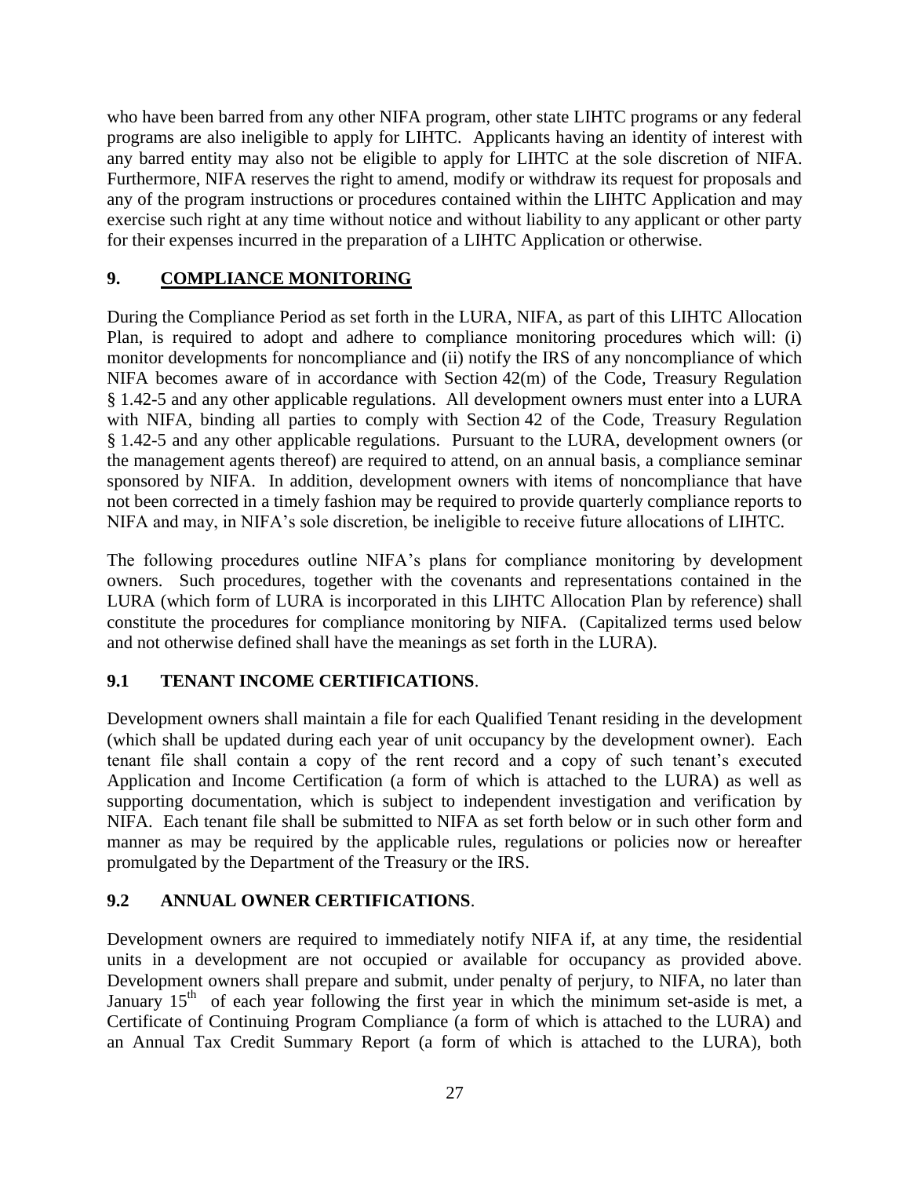who have been barred from any other NIFA program, other state LIHTC programs or any federal programs are also ineligible to apply for LIHTC. Applicants having an identity of interest with any barred entity may also not be eligible to apply for LIHTC at the sole discretion of NIFA. Furthermore, NIFA reserves the right to amend, modify or withdraw its request for proposals and any of the program instructions or procedures contained within the LIHTC Application and may exercise such right at any time without notice and without liability to any applicant or other party for their expenses incurred in the preparation of a LIHTC Application or otherwise.

## 9. COMPLIANCE MONITORING

During the Compliance Period as set forth in the LURA, NIFA, as part of this LIHTC Allocation Plan, is required to adopt and adhere to compliance monitoring procedures which will: (i) monitor developments for noncompliance and (ii) notify the IRS of any noncompliance of which NIFA becomes aware of in accordance with Section 42(m) of the Code, Treasury Regulation § 1.42-5 and any other applicable regulations. All development owners must enter into a LURA with NIFA, binding all parties to comply with Section 42 of the Code, Treasury Regulation § 1.42-5 and any other applicable regulations. Pursuant to the LURA, development owners (or the management agents thereof) are required to attend, on an annual basis, a compliance seminar sponsored by NIFA. In addition, development owners with items of noncompliance that have not been corrected in a timely fashion may be required to provide quarterly compliance reports to NIFA and may, in NIFA's sole discretion, be ineligible to receive future allocations of LIHTC.

The following procedures outline NIFA's plans for compliance monitoring by development owners. Such procedures, together with the covenants and representations contained in the LURA (which form of LURA is incorporated in this LIHTC Allocation Plan by reference) shall constitute the procedures for compliance monitoring by NIFA. (Capitalized terms used below and not otherwise defined shall have the meanings as set forth in the LURA).

### 9.1 TENANT INCOME CERTIFICATIONS.

Development owners shall maintain a file for each Qualified Tenant residing in the development (which shall be updated during each year of unit occupancy by the development owner). Each tenant file shall contain a copy of the rent record and a copy of such tenant's executed Application and Income Certification (a form of which is attached to the LURA) as well as supporting documentation, which is subject to independent investigation and verification by NIFA. Each tenant file shall be submitted to NIFA as set forth below or in such other form and manner as may be required by the applicable rules, regulations or policies now or hereafter promulgated by the Department of the Treasury or the IRS.

### 9.2 ANNUAL OWNER CERTIFICATIONS.

Development owners are required to immediately notify NIFA if, at any time, the residential units in a development are not occupied or available for occupancy as provided above. Development owners shall prepare and submit, under penalty of perjury, to NIFA, no later than January 15th of each year following the first year in which the minimum set-aside is met, a Certificate of Continuing Program Compliance (a form of which is attached to the LURA) and an Annual Tax Credit Summary Report (a form of which is attached to the LURA), both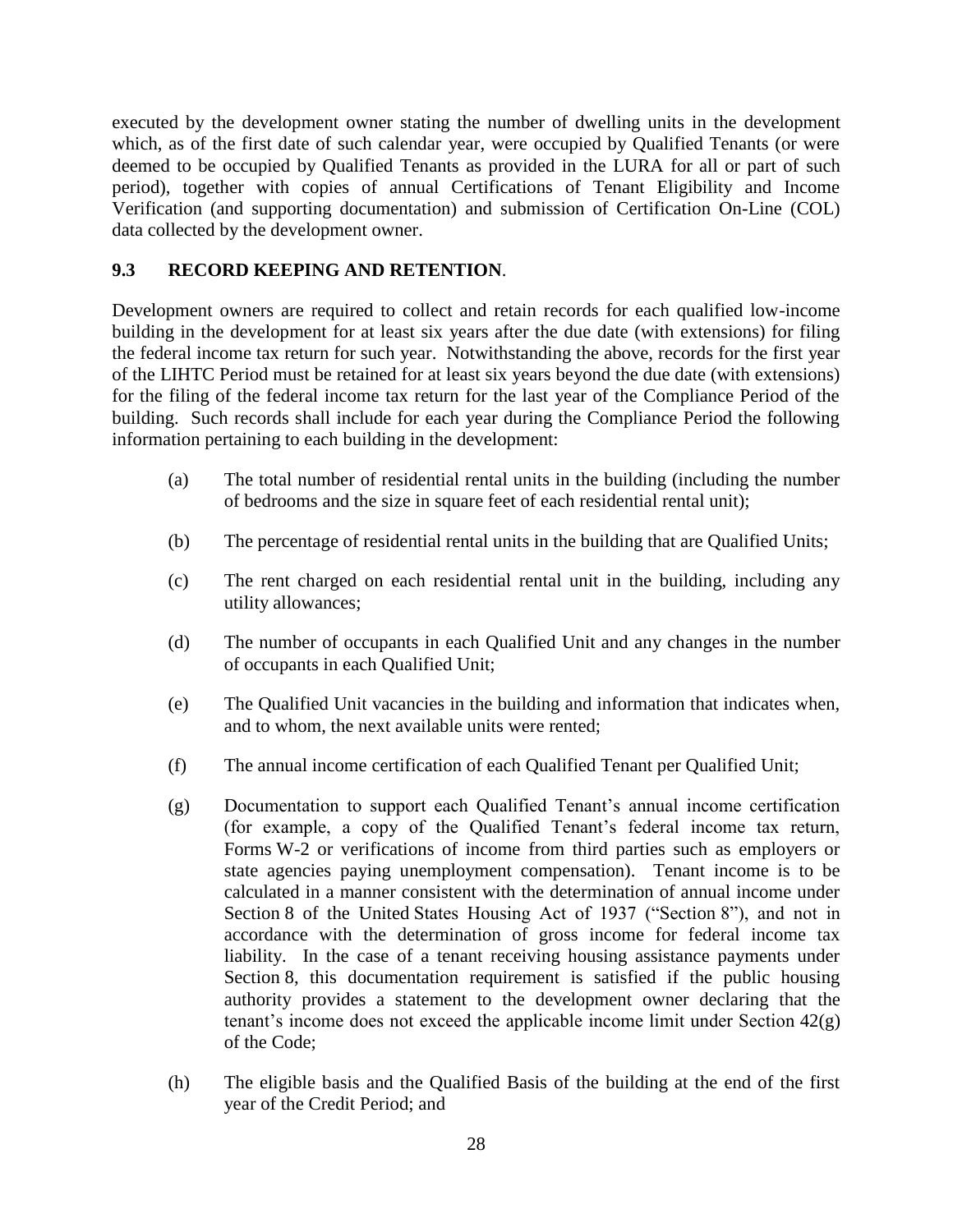executed by the development owner stating the number of dwelling units in the development which, as of the first date of such calendar year, were occupied by Qualified Tenants (or were deemed to be occupied by Qualified Tenants as provided in the LURA for all or part of such period), together with copies of annual Certifications of Tenant Eligibility and Income Verification (and supporting documentation) and submission of Certification On-Line (COL) data collected by the development owner.

### 9.3 RECORD KEEPING AND RETENTION.

Development owners are required to collect and retain records for each qualified low-income building in the development for at least six years after the due date (with extensions) for filing the federal income tax return for such year. Notwithstanding the above, records for the first year of the LIHTC Period must be retained for at least six years beyond the due date (with extensions) for the filing of the federal income tax return for the last year of the Compliance Period of the building. Such records shall include for each year during the Compliance Period the following information pertaining to each building in the development:

(a) The total number of residential rental units in the building (including the number of bedrooms and the size in square feet of each residential rental unit);

(b) The percentage of residential rental units in the building that are Qualified Units;

(c) The rent charged on each residential rental unit in the building, including any utility allowances;

(d) The number of occupants in each Qualified Unit and any changes in the number of occupants in each Qualified Unit;

(e) The Qualified Unit vacancies in the building and information that indicates when, and to whom, the next available units were rented;

(f) The annual income certification of each Qualified Tenant per Qualified Unit;

(g) Documentation to support each Qualified Tenant's annual income certification (for example, a copy of the Qualified Tenant's federal income tax return, Forms W-2 or verifications of income from third parties such as employers or state agencies paying unemployment compensation). Tenant income is to be calculated in a manner consistent with the determination of annual income under Section 8 of the United States Housing Act of 1937 ("Section 8"), and not in accordance with the determination of gross income for federal income tax liability. In the case of a tenant receiving housing assistance payments under Section 8, this documentation requirement is satisfied if the public housing authority provides a statement to the development owner declaring that the tenant's income does not exceed the applicable income limit under Section 42(g) of the Code;

(h) The eligible basis and the Qualified Basis of the building at the end of the first year of the Credit Period; and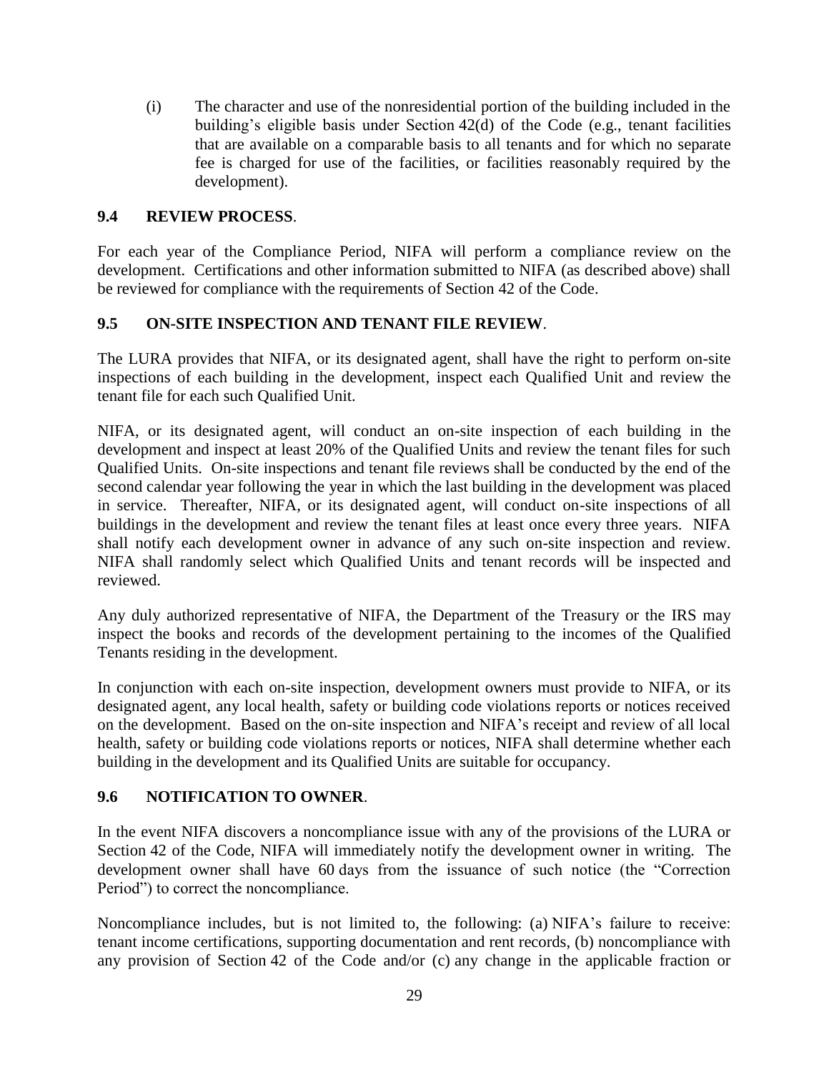(i) The character and use of the nonresidential portion of the building included in the building's eligible basis under Section 42(d) of the Code (e.g., tenant facilities that are available on a comparable basis to all tenants and for which no separate fee is charged for use of the facilities, or facilities reasonably required by the development).

### 9.4 REVIEW PROCESS.

For each year of the Compliance Period, NIFA will perform a compliance review on the development. Certifications and other information submitted to NIFA (as described above) shall be reviewed for compliance with the requirements of Section 42 of the Code.

### 9.5 ON-SITE INSPECTION AND TENANT FILE REVIEW.

The LURA provides that NIFA, or its designated agent, shall have the right to perform on-site inspections of each building in the development, inspect each Qualified Unit and review the tenant file for each such Qualified Unit.

NIFA, or its designated agent, will conduct an on-site inspection of each building in the development and inspect at least 20% of the Qualified Units and review the tenant files for such Qualified Units. On-site inspections and tenant file reviews shall be conducted by the end of the second calendar year following the year in which the last building in the development was placed in service. Thereafter, NIFA, or its designated agent, will conduct on-site inspections of all buildings in the development and review the tenant files at least once every three years. NIFA shall notify each development owner in advance of any such on-site inspection and review. NIFA shall randomly select which Qualified Units and tenant records will be inspected and reviewed.

Any duly authorized representative of NIFA, the Department of the Treasury or the IRS may inspect the books and records of the development pertaining to the incomes of the Qualified Tenants residing in the development.

In conjunction with each on-site inspection, development owners must provide to NIFA, or its designated agent, any local health, safety or building code violations reports or notices received on the development. Based on the on-site inspection and NIFA's receipt and review of all local health, safety or building code violations reports or notices, NIFA shall determine whether each building in the development and its Qualified Units are suitable for occupancy.

### 9.6 NOTIFICATION TO OWNER.

In the event NIFA discovers a noncompliance issue with any of the provisions of the LURA or Section 42 of the Code, NIFA will immediately notify the development owner in writing. The development owner shall have 60 days from the issuance of such notice (the "Correction Period") to correct the noncompliance.

Noncompliance includes, but is not limited to, the following: (a) NIFA's failure to receive: tenant income certifications, supporting documentation and rent records, (b) noncompliance with any provision of Section 42 of the Code and/or (c) any change in the applicable fraction or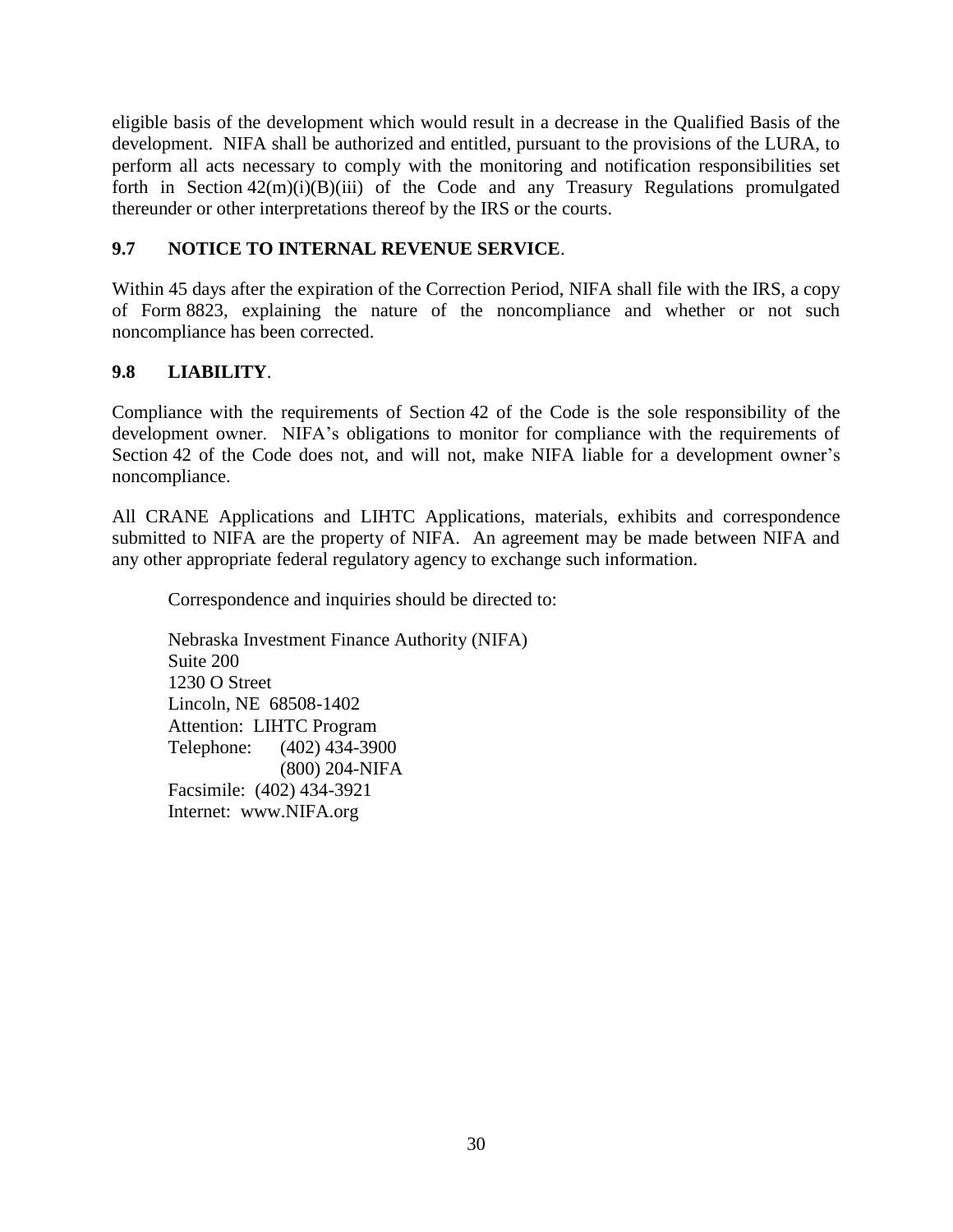eligible basis of the development which would result in a decrease in the Qualified Basis of the development. NIFA shall be authorized and entitled, pursuant to the provisions of the LURA, to perform all acts necessary to comply with the monitoring and notification responsibilities set forth in Section 42(m)(i)(B)(iii) of the Code and any Treasury Regulations promulgated thereunder or other interpretations thereof by the IRS or the courts.

### 9.7 NOTICE TO INTERNAL REVENUE SERVICE.

Within 45 days after the expiration of the Correction Period, NIFA shall file with the IRS, a copy of Form 8823, explaining the nature of the noncompliance and whether or not such noncompliance has been corrected.

### 9.8 LIABILITY.

Compliance with the requirements of Section 42 of the Code is the sole responsibility of the development owner. NIFA's obligations to monitor for compliance with the requirements of Section 42 of the Code does not, and will not, make NIFA liable for a development owner's noncompliance.

All CRANE Applications and LIHTC Applications, materials, exhibits and correspondence submitted to NIFA are the property of NIFA. An agreement may be made between NIFA and any other appropriate federal regulatory agency to exchange such information.

Correspondence and inquiries should be directed to:

Nebraska Investment Finance Authority (NIFA)
Suite 200
1230 O Street
Lincoln, NE 68508-1402
Attention: LIHTC Program
Telephone: (402) 434-3900
(800) 204-NIFA
Facsimile: (402) 434-3921
Internet: www.NIFA.org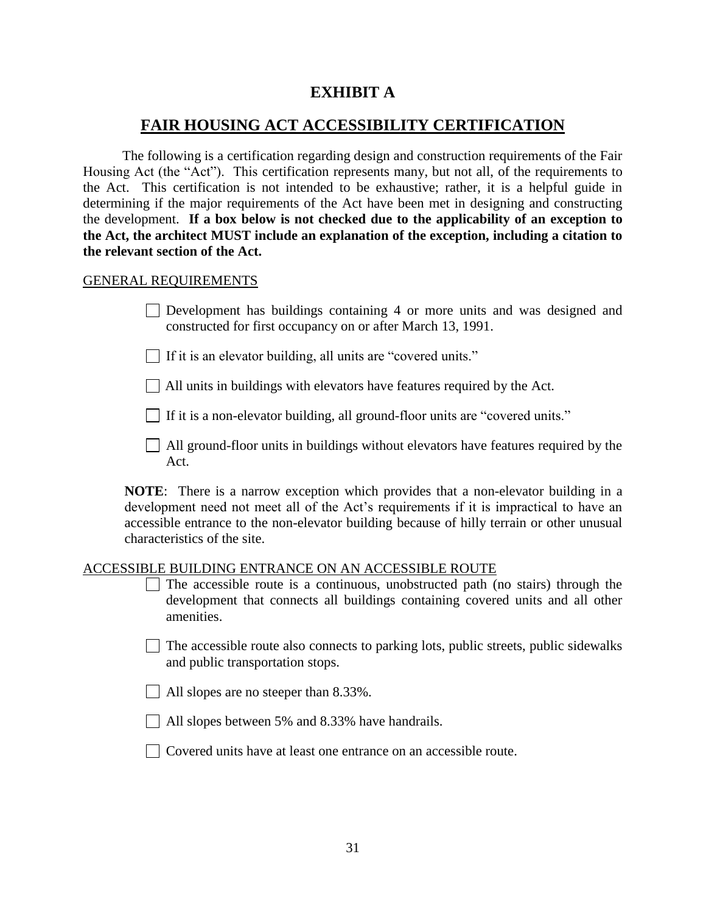# EXHIBIT A

## FAIR HOUSING ACT ACCESSIBILITY CERTIFICATION

The following is a certification regarding design and construction requirements of the Fair Housing Act (the "Act"). This certification represents many, but not all, of the requirements to the Act. This certification is not intended to be exhaustive; rather, it is a helpful guide in determining if the major requirements of the Act have been met in designing and constructing the development. **If a box below is not checked due to the applicability of an exception to the Act, the architect MUST include an explanation of the exception, including a citation to the relevant section of the Act.**

GENERAL REQUIREMENTS

- ☐ Development has buildings containing 4 or more units and was designed and constructed for first occupancy on or after March 13, 1991.
- ☐ If it is an elevator building, all units are "covered units."
- ☐ All units in buildings with elevators have features required by the Act.
- ☐ If it is a non-elevator building, all ground-floor units are "covered units."
- ☐ All ground-floor units in buildings without elevators have features required by the Act.

**NOTE**: There is a narrow exception which provides that a non-elevator building in a development need not meet all of the Act's requirements if it is impractical to have an accessible entrance to the non-elevator building because of hilly terrain or other unusual characteristics of the site.

ACCESSIBLE BUILDING ENTRANCE ON AN ACCESSIBLE ROUTE

- ☐ The accessible route is a continuous, unobstructed path (no stairs) through the development that connects all buildings containing covered units and all other amenities.
- ☐ The accessible route also connects to parking lots, public streets, public sidewalks and public transportation stops.
- ☐ All slopes are no steeper than 8.33%.
- ☐ All slopes between 5% and 8.33% have handrails.
- ☐ Covered units have at least one entrance on an accessible route.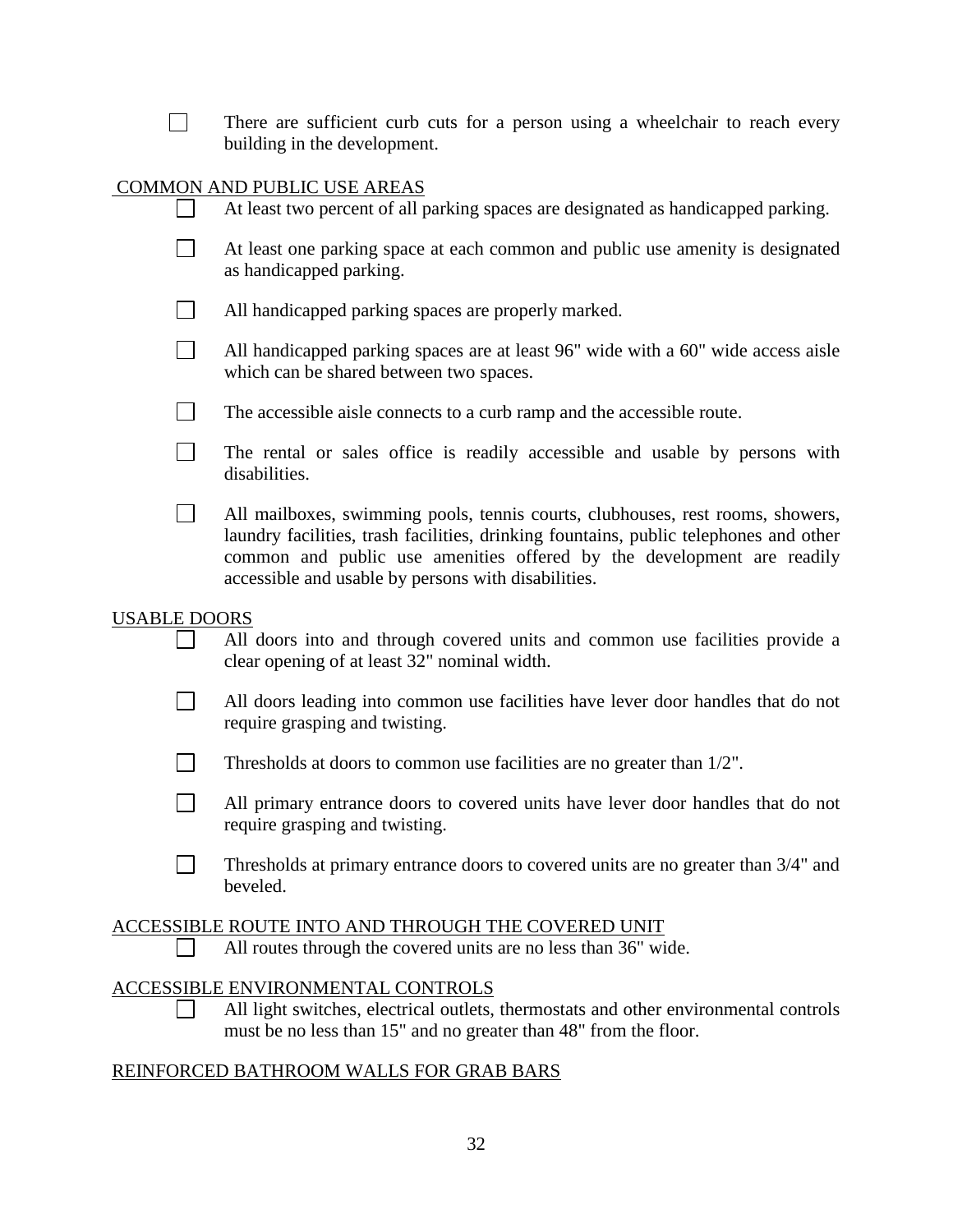- [ ] There are sufficient curb cuts for a person using a wheelchair to reach every building in the development.

COMMON AND PUBLIC USE AREAS

- [ ] At least two percent of all parking spaces are designated as handicapped parking.
- [ ] At least one parking space at each common and public use amenity is designated as handicapped parking.
- [ ] All handicapped parking spaces are properly marked.
- [ ] All handicapped parking spaces are at least 96" wide with a 60" wide access aisle which can be shared between two spaces.
- [ ] The accessible aisle connects to a curb ramp and the accessible route.
- [ ] The rental or sales office is readily accessible and usable by persons with disabilities.
- [ ] All mailboxes, swimming pools, tennis courts, clubhouses, rest rooms, showers, laundry facilities, trash facilities, drinking fountains, public telephones and other common and public use amenities offered by the development are readily accessible and usable by persons with disabilities.

USABLE DOORS

- [ ] All doors into and through covered units and common use facilities provide a clear opening of at least 32" nominal width.
- [ ] All doors leading into common use facilities have lever door handles that do not require grasping and twisting.
- [ ] Thresholds at doors to common use facilities are no greater than 1/2".
- [ ] All primary entrance doors to covered units have lever door handles that do not require grasping and twisting.
- [ ] Thresholds at primary entrance doors to covered units are no greater than 3/4" and beveled.

ACCESSIBLE ROUTE INTO AND THROUGH THE COVERED UNIT

- [ ] All routes through the covered units are no less than 36" wide.

ACCESSIBLE ENVIRONMENTAL CONTROLS

- [ ] All light switches, electrical outlets, thermostats and other environmental controls must be no less than 15" and no greater than 48" from the floor.

REINFORCED BATHROOM WALLS FOR GRAB BARS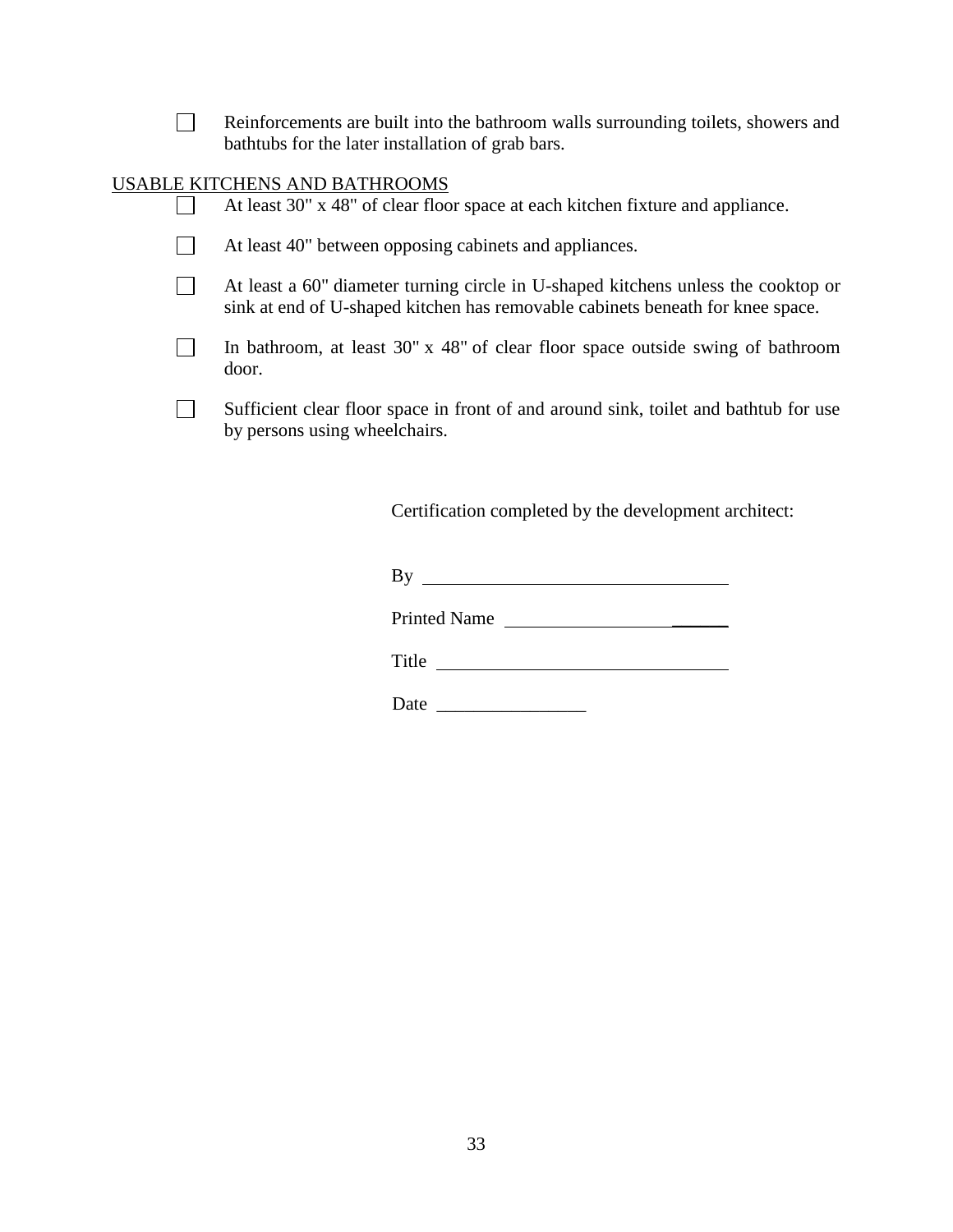- [ ] Reinforcements are built into the bathroom walls surrounding toilets, showers and bathtubs for the later installation of grab bars.

USABLE KITCHENS AND BATHROOMS

- [ ] At least 30" x 48" of clear floor space at each kitchen fixture and appliance.
- [ ] At least 40" between opposing cabinets and appliances.
- [ ] At least a 60" diameter turning circle in U-shaped kitchens unless the cooktop or sink at end of U-shaped kitchen has removable cabinets beneath for knee space.
- [ ] In bathroom, at least 30" x 48" of clear floor space outside swing of bathroom door.
- [ ] Sufficient clear floor space in front of and around sink, toilet and bathtub for use by persons using wheelchairs.

Certification completed by the development architect:

By ________________________________

Printed Name ________________________

Title ______________________________

Date ________________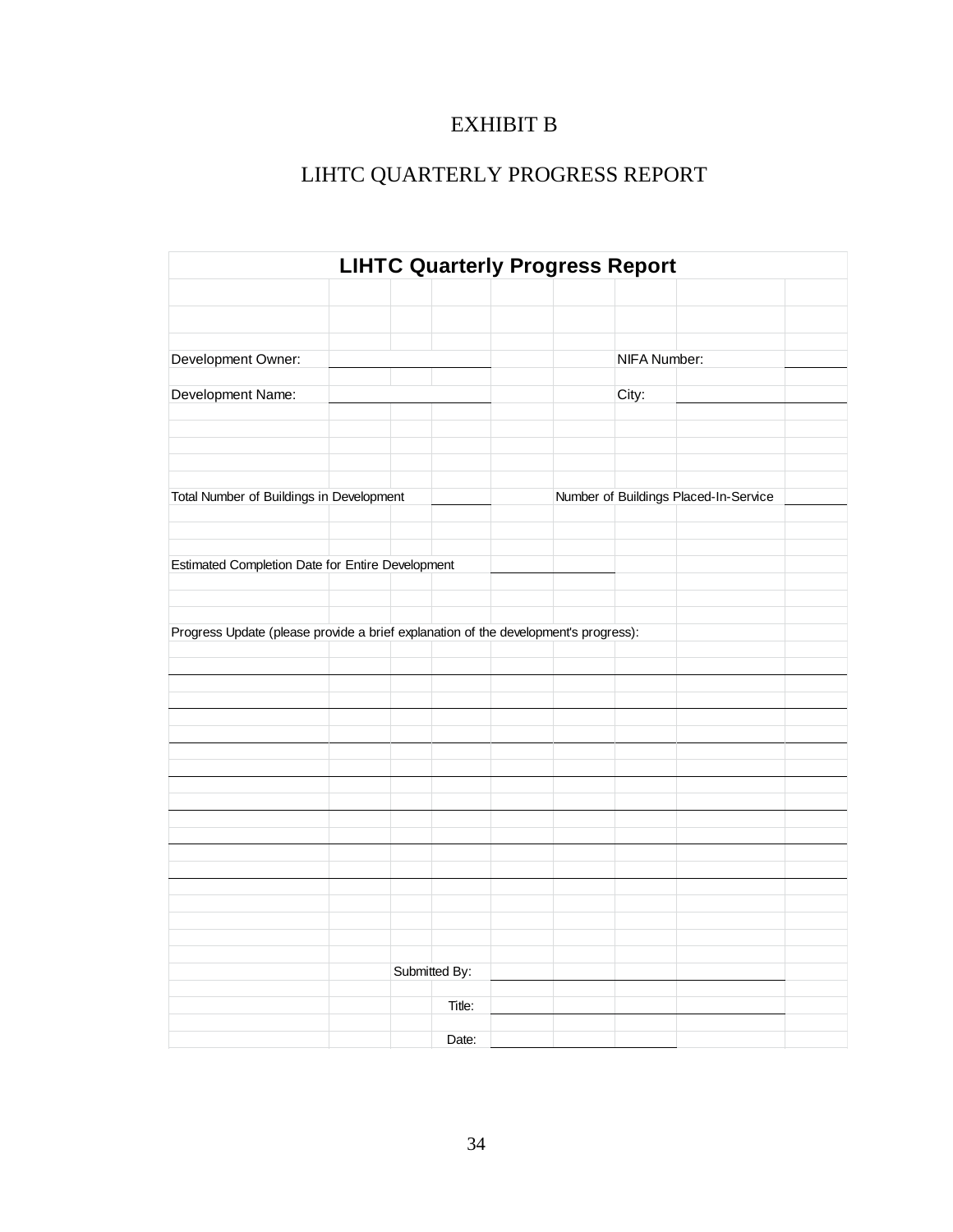# EXHIBIT B

## LIHTC QUARTERLY PROGRESS REPORT

### LIHTC Quarterly Progress Report

Development Owner: \_\_\_\_\_\_\_\_\_\_\_\_\_\_\_\_\_\_\_\_ NIFA Number: \_\_\_\_\_\_\_\_\_\_

Development Name: \_\_\_\_\_\_\_\_\_\_\_\_\_\_\_\_\_\_\_\_ City: \_\_\_\_\_\_\_\_\_\_\_\_\_\_\_\_\_\_\_\_

Total Number of Buildings in Development \_\_\_\_\_\_\_\_\_\_ Number of Buildings Placed-In-Service \_\_\_\_\_\_\_\_\_\_

Estimated Completion Date for Entire Development \_\_\_\_\_\_\_\_\_\_\_\_\_\_\_\_\_\_\_\_

Progress Update (please provide a brief explanation of the development's progress):

\_\_\_\_\_\_\_\_\_\_\_\_\_\_\_\_\_\_\_\_\_\_\_\_\_\_\_\_\_\_\_\_\_\_\_\_\_\_\_\_\_\_\_\_\_\_\_\_\_\_\_\_\_\_\_\_\_\_\_\_\_\_\_\_\_\_\_\_\_\_\_\_\_\_\_\_\_\_

\_\_\_\_\_\_\_\_\_\_\_\_\_\_\_\_\_\_\_\_\_\_\_\_\_\_\_\_\_\_\_\_\_\_\_\_\_\_\_\_\_\_\_\_\_\_\_\_\_\_\_\_\_\_\_\_\_\_\_\_\_\_\_\_\_\_\_\_\_\_\_\_\_\_\_\_\_\_

\_\_\_\_\_\_\_\_\_\_\_\_\_\_\_\_\_\_\_\_\_\_\_\_\_\_\_\_\_\_\_\_\_\_\_\_\_\_\_\_\_\_\_\_\_\_\_\_\_\_\_\_\_\_\_\_\_\_\_\_\_\_\_\_\_\_\_\_\_\_\_\_\_\_\_\_\_\_

\_\_\_\_\_\_\_\_\_\_\_\_\_\_\_\_\_\_\_\_\_\_\_\_\_\_\_\_\_\_\_\_\_\_\_\_\_\_\_\_\_\_\_\_\_\_\_\_\_\_\_\_\_\_\_\_\_\_\_\_\_\_\_\_\_\_\_\_\_\_\_\_\_\_\_\_\_\_

\_\_\_\_\_\_\_\_\_\_\_\_\_\_\_\_\_\_\_\_\_\_\_\_\_\_\_\_\_\_\_\_\_\_\_\_\_\_\_\_\_\_\_\_\_\_\_\_\_\_\_\_\_\_\_\_\_\_\_\_\_\_\_\_\_\_\_\_\_\_\_\_\_\_\_\_\_\_

\_\_\_\_\_\_\_\_\_\_\_\_\_\_\_\_\_\_\_\_\_\_\_\_\_\_\_\_\_\_\_\_\_\_\_\_\_\_\_\_\_\_\_\_\_\_\_\_\_\_\_\_\_\_\_\_\_\_\_\_\_\_\_\_\_\_\_\_\_\_\_\_\_\_\_\_\_\_

\_\_\_\_\_\_\_\_\_\_\_\_\_\_\_\_\_\_\_\_\_\_\_\_\_\_\_\_\_\_\_\_\_\_\_\_\_\_\_\_\_\_\_\_\_\_\_\_\_\_\_\_\_\_\_\_\_\_\_\_\_\_\_\_\_\_\_\_\_\_\_\_\_\_\_\_\_\_

Submitted By: \_\_\_\_\_\_\_\_\_\_\_\_\_\_\_\_\_\_\_\_\_\_\_\_\_\_\_\_\_\_

Title: \_\_\_\_\_\_\_\_\_\_\_\_\_\_\_\_\_\_\_\_\_\_\_\_\_\_\_\_\_\_

Date: \_\_\_\_\_\_\_\_\_\_\_\_\_\_\_\_\_\_\_\_